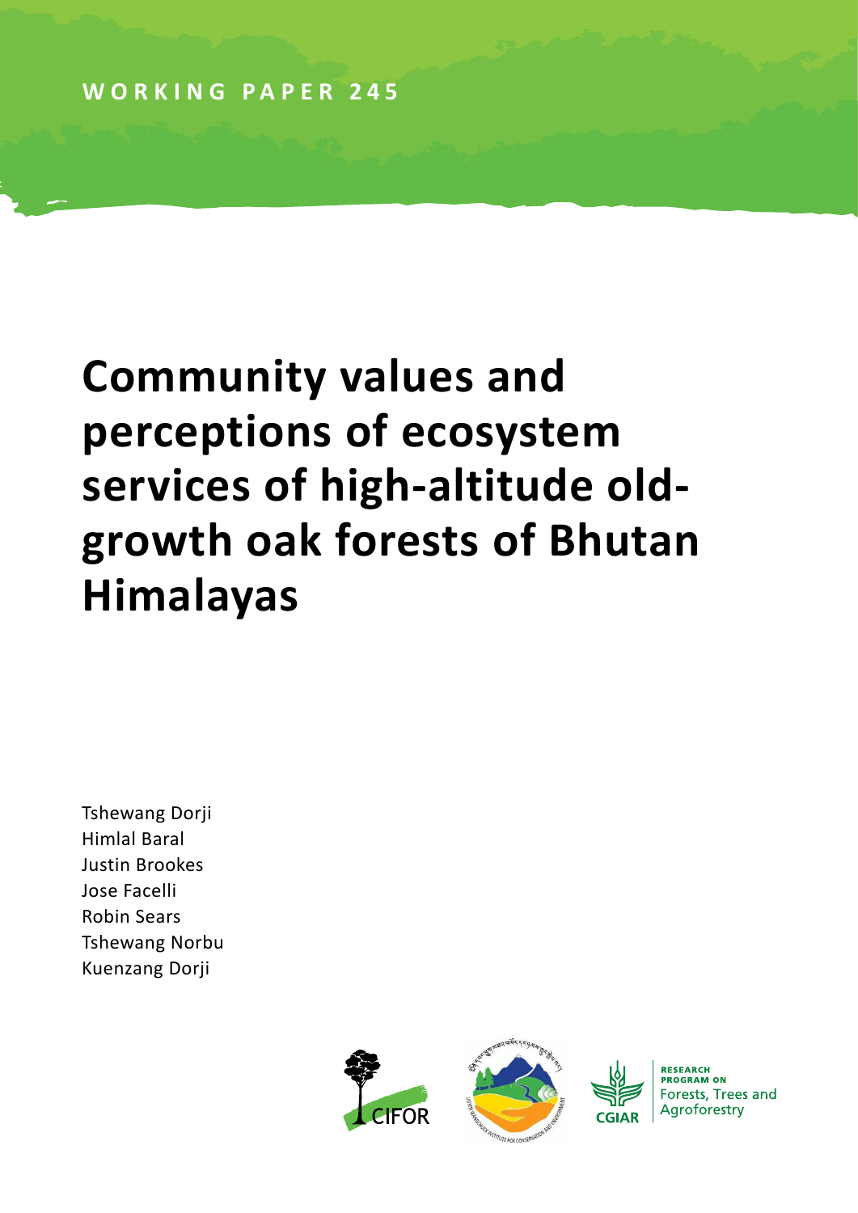WORKING PAPER 245

# Community values and perceptions of ecosystem services of high-altitude old-growth oak forests of Bhutan Himalayas

Tshewang Dorji
Himlal Baral
Justin Brookes
Jose Facelli
Robin Sears
Tshewang Norbu
Kuenzang Dorji

CIFOR

RESEARCH PROGRAM ON Forests, Trees and Agroforestry

CGIAR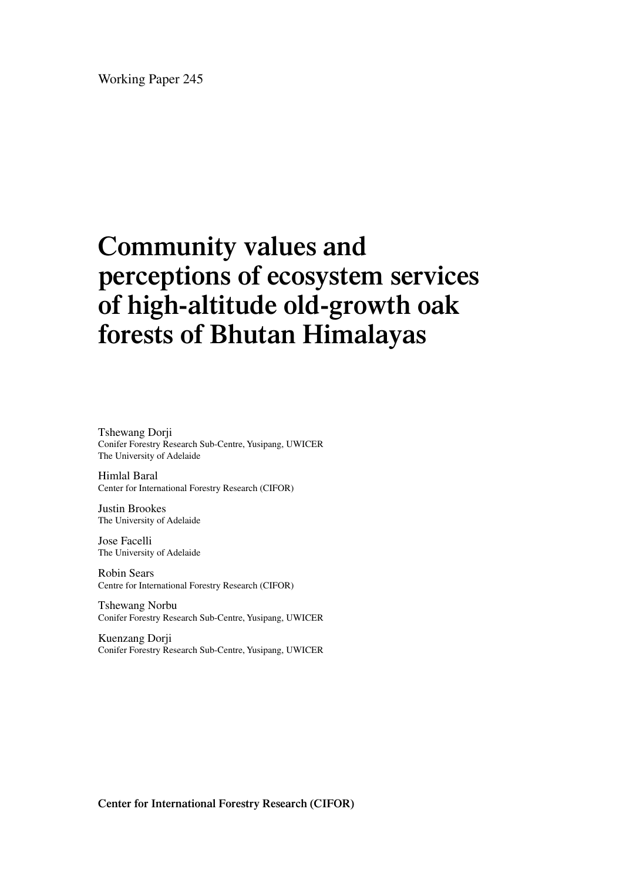Working Paper 245

# Community values and perceptions of ecosystem services of high-altitude old-growth oak forests of Bhutan Himalayas

Tshewang Dorji
Conifer Forestry Research Sub-Centre, Yusipang, UWICER
The University of Adelaide

Himlal Baral
Center for International Forestry Research (CIFOR)

Justin Brookes
The University of Adelaide

Jose Facelli
The University of Adelaide

Robin Sears
Centre for International Forestry Research (CIFOR)

Tshewang Norbu
Conifer Forestry Research Sub-Centre, Yusipang, UWICER

Kuenzang Dorji
Conifer Forestry Research Sub-Centre, Yusipang, UWICER

**Center for International Forestry Research (CIFOR)**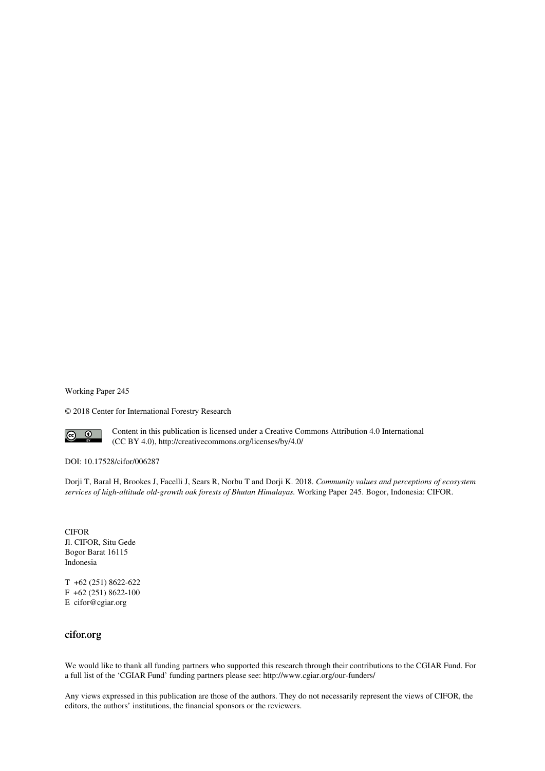Working Paper 245

© 2018 Center for International Forestry Research

Content in this publication is licensed under a Creative Commons Attribution 4.0 International (CC BY 4.0), http://creativecommons.org/licenses/by/4.0/

DOI: 10.17528/cifor/006287

Dorji T, Baral H, Brookes J, Facelli J, Sears R, Norbu T and Dorji K. 2018. *Community values and perceptions of ecosystem services of high-altitude old-growth oak forests of Bhutan Himalayas.* Working Paper 245. Bogor, Indonesia: CIFOR.

CIFOR
Jl. CIFOR, Situ Gede
Bogor Barat 16115
Indonesia

T +62 (251) 8622-622
F +62 (251) 8622-100
E cifor@cgiar.org

**cifor.org**

We would like to thank all funding partners who supported this research through their contributions to the CGIAR Fund. For a full list of the 'CGIAR Fund' funding partners please see: http://www.cgiar.org/our-funders/

Any views expressed in this publication are those of the authors. They do not necessarily represent the views of CIFOR, the editors, the authors' institutions, the financial sponsors or the reviewers.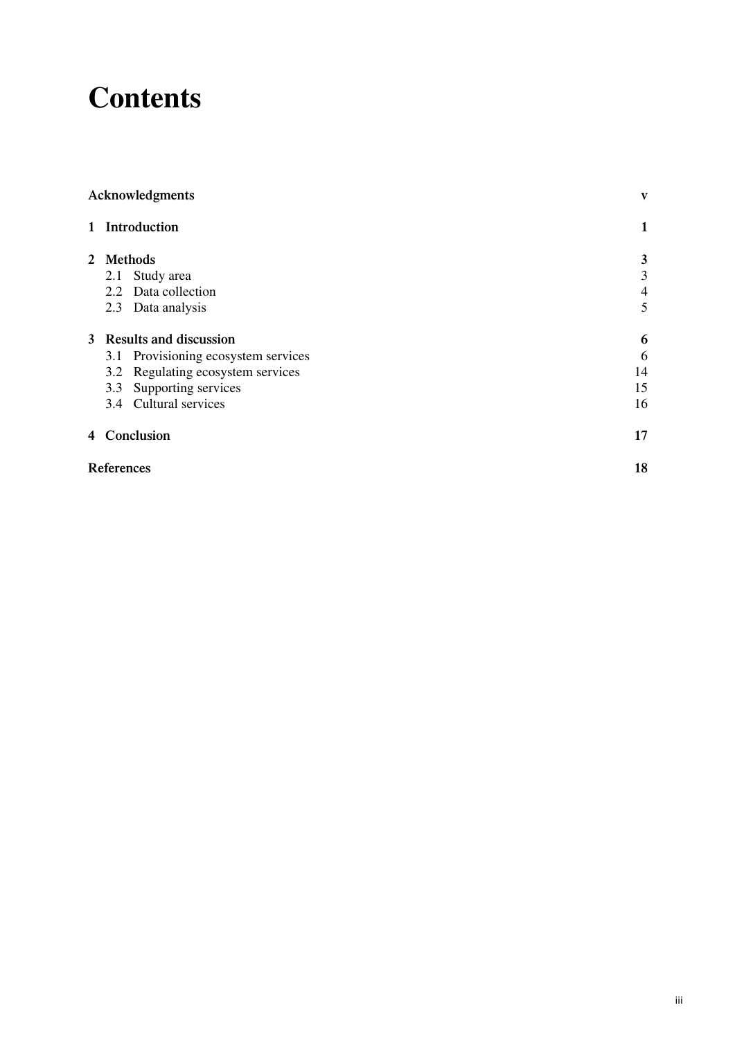# Contents

| | |
|---|---|
| **Acknowledgments** | **v** |
| **1 Introduction** | **1** |
| **2 Methods** | **3** |
| 2.1 Study area | 3 |
| 2.2 Data collection | 4 |
| 2.3 Data analysis | 5 |
| **3 Results and discussion** | **6** |
| 3.1 Provisioning ecosystem services | 6 |
| 3.2 Regulating ecosystem services | 14 |
| 3.3 Supporting services | 15 |
| 3.4 Cultural services | 16 |
| **4 Conclusion** | **17** |
| **References** | **18** |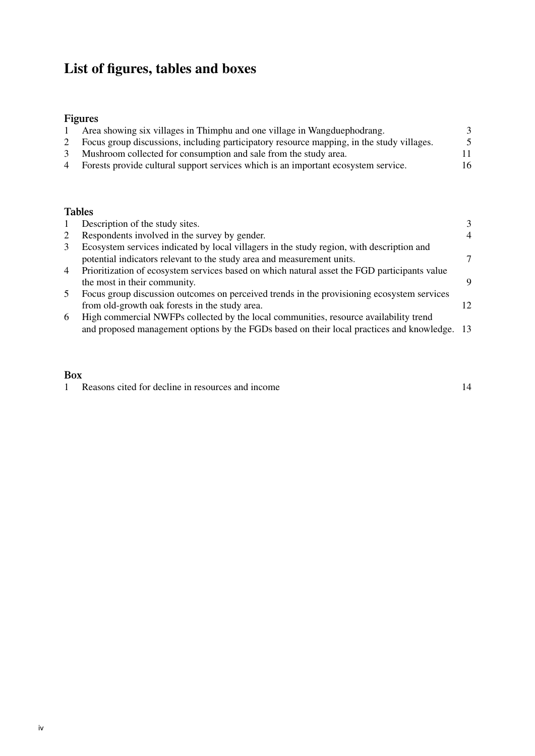# List of figures, tables and boxes

## Figures

| | | |
|---|---|---|
| 1 | Area showing six villages in Thimphu and one village in Wangduephodrang. | 3 |
| 2 | Focus group discussions, including participatory resource mapping, in the study villages. | 5 |
| 3 | Mushroom collected for consumption and sale from the study area. | 11 |
| 4 | Forests provide cultural support services which is an important ecosystem service. | 16 |

## Tables

| | | |
|---|---|---|
| 1 | Description of the study sites. | 3 |
| 2 | Respondents involved in the survey by gender. | 4 |
| 3 | Ecosystem services indicated by local villagers in the study region, with description and potential indicators relevant to the study area and measurement units. | 7 |
| 4 | Prioritization of ecosystem services based on which natural asset the FGD participants value the most in their community. | 9 |
| 5 | Focus group discussion outcomes on perceived trends in the provisioning ecosystem services from old-growth oak forests in the study area. | 12 |
| 6 | High commercial NWFPs collected by the local communities, resource availability trend and proposed management options by the FGDs based on their local practices and knowledge. | 13 |

## Box

| | | |
|---|---|---|
| 1 | Reasons cited for decline in resources and income | 14 |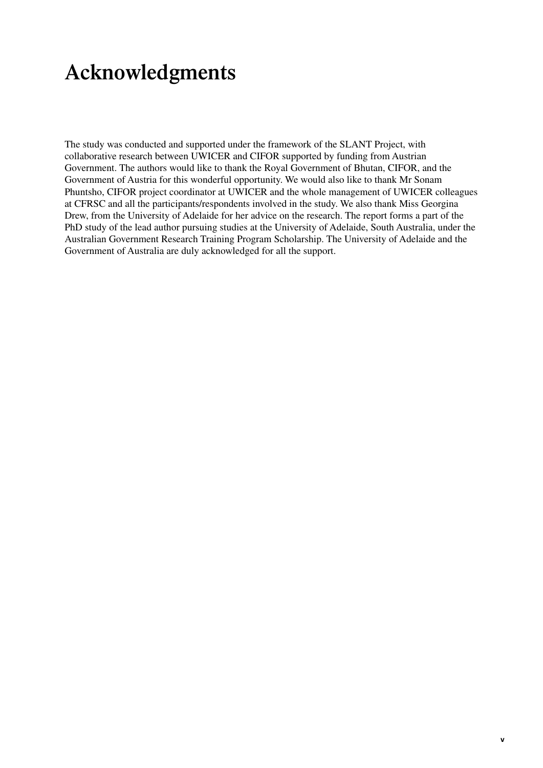# Acknowledgments

The study was conducted and supported under the framework of the SLANT Project, with collaborative research between UWICER and CIFOR supported by funding from Austrian Government. The authors would like to thank the Royal Government of Bhutan, CIFOR, and the Government of Austria for this wonderful opportunity. We would also like to thank Mr Sonam Phuntsho, CIFOR project coordinator at UWICER and the whole management of UWICER colleagues at CFRSC and all the participants/respondents involved in the study. We also thank Miss Georgina Drew, from the University of Adelaide for her advice on the research. The report forms a part of the PhD study of the lead author pursuing studies at the University of Adelaide, South Australia, under the Australian Government Research Training Program Scholarship. The University of Adelaide and the Government of Australia are duly acknowledged for all the support.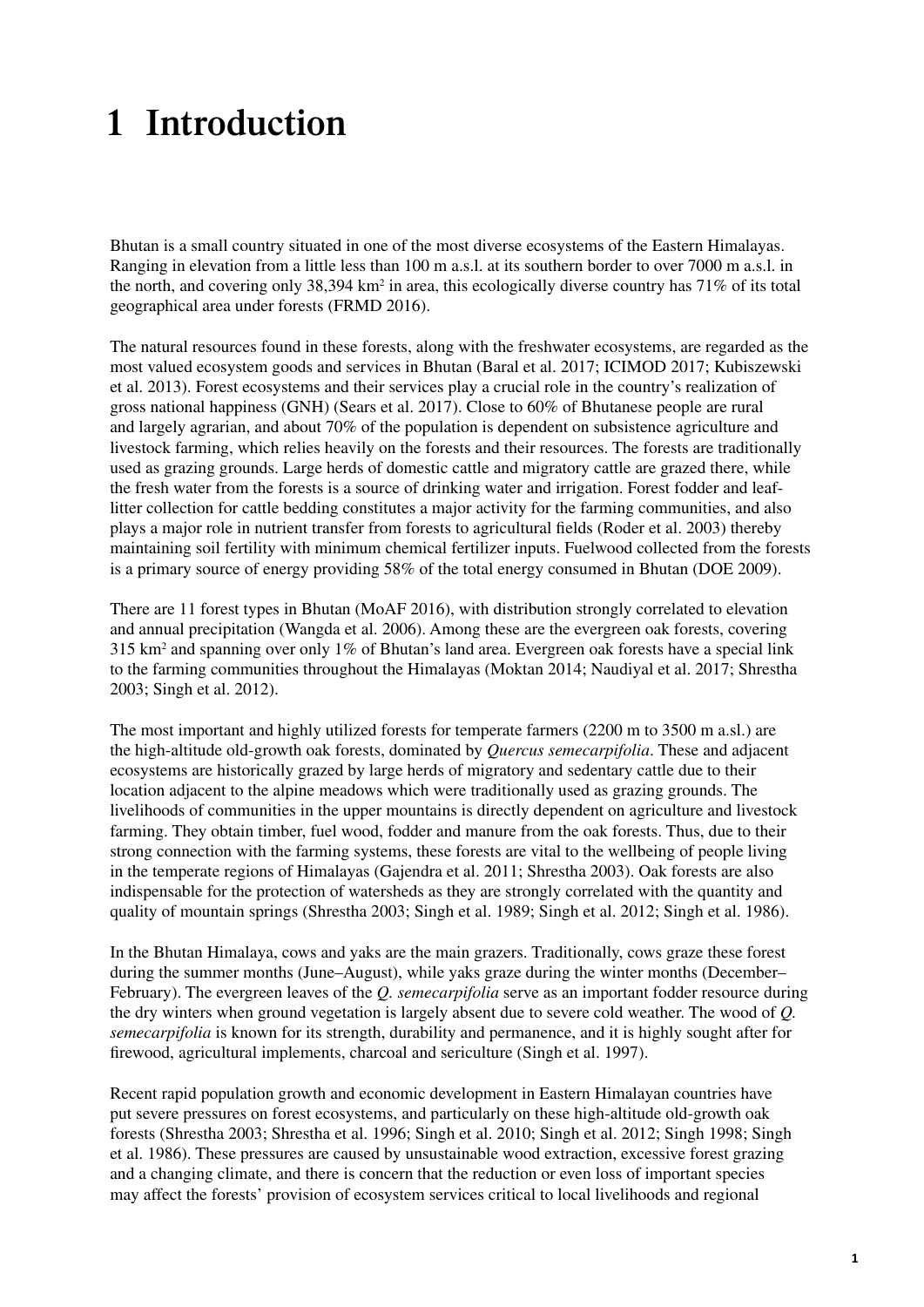# 1 Introduction

Bhutan is a small country situated in one of the most diverse ecosystems of the Eastern Himalayas. Ranging in elevation from a little less than 100 m a.s.l. at its southern border to over 7000 m a.s.l. in the north, and covering only 38,394 km$^2$ in area, this ecologically diverse country has 71% of its total geographical area under forests (FRMD 2016).

The natural resources found in these forests, along with the freshwater ecosystems, are regarded as the most valued ecosystem goods and services in Bhutan (Baral et al. 2017; ICIMOD 2017; Kubiszewski et al. 2013). Forest ecosystems and their services play a crucial role in the country's realization of gross national happiness (GNH) (Sears et al. 2017). Close to 60% of Bhutanese people are rural and largely agrarian, and about 70% of the population is dependent on subsistence agriculture and livestock farming, which relies heavily on the forests and their resources. The forests are traditionally used as grazing grounds. Large herds of domestic cattle and migratory cattle are grazed there, while the fresh water from the forests is a source of drinking water and irrigation. Forest fodder and leaf-litter collection for cattle bedding constitutes a major activity for the farming communities, and also plays a major role in nutrient transfer from forests to agricultural fields (Roder et al. 2003) thereby maintaining soil fertility with minimum chemical fertilizer inputs. Fuelwood collected from the forests is a primary source of energy providing 58% of the total energy consumed in Bhutan (DOE 2009).

There are 11 forest types in Bhutan (MoAF 2016), with distribution strongly correlated to elevation and annual precipitation (Wangda et al. 2006). Among these are the evergreen oak forests, covering 315 km$^2$ and spanning over only 1% of Bhutan's land area. Evergreen oak forests have a special link to the farming communities throughout the Himalayas (Moktan 2014; Naudiyal et al. 2017; Shrestha 2003; Singh et al. 2012).

The most important and highly utilized forests for temperate farmers (2200 m to 3500 m a.sl.) are the high-altitude old-growth oak forests, dominated by *Quercus semecarpifolia*. These and adjacent ecosystems are historically grazed by large herds of migratory and sedentary cattle due to their location adjacent to the alpine meadows which were traditionally used as grazing grounds. The livelihoods of communities in the upper mountains is directly dependent on agriculture and livestock farming. They obtain timber, fuel wood, fodder and manure from the oak forests. Thus, due to their strong connection with the farming systems, these forests are vital to the wellbeing of people living in the temperate regions of Himalayas (Gajendra et al. 2011; Shrestha 2003). Oak forests are also indispensable for the protection of watersheds as they are strongly correlated with the quantity and quality of mountain springs (Shrestha 2003; Singh et al. 1989; Singh et al. 2012; Singh et al. 1986).

In the Bhutan Himalaya, cows and yaks are the main grazers. Traditionally, cows graze these forest during the summer months (June–August), while yaks graze during the winter months (December–February). The evergreen leaves of the *Q. semecarpifolia* serve as an important fodder resource during the dry winters when ground vegetation is largely absent due to severe cold weather. The wood of *Q. semecarpifolia* is known for its strength, durability and permanence, and it is highly sought after for firewood, agricultural implements, charcoal and sericulture (Singh et al. 1997).

Recent rapid population growth and economic development in Eastern Himalayan countries have put severe pressures on forest ecosystems, and particularly on these high-altitude old-growth oak forests (Shrestha 2003; Shrestha et al. 1996; Singh et al. 2010; Singh et al. 2012; Singh 1998; Singh et al. 1986). These pressures are caused by unsustainable wood extraction, excessive forest grazing and a changing climate, and there is concern that the reduction or even loss of important species may affect the forests' provision of ecosystem services critical to local livelihoods and regional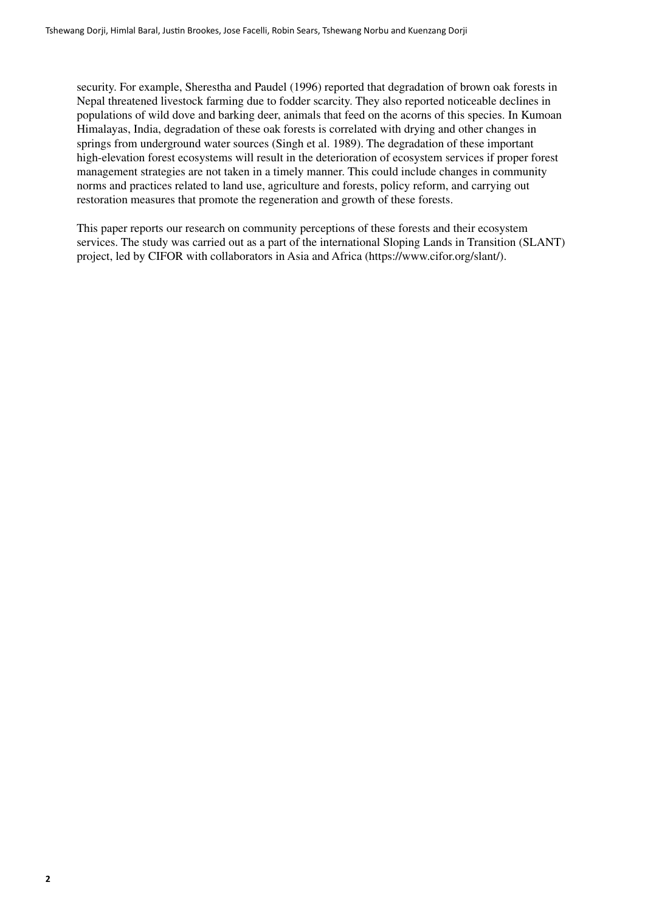security. For example, Sherestha and Paudel (1996) reported that degradation of brown oak forests in Nepal threatened livestock farming due to fodder scarcity. They also reported noticeable declines in populations of wild dove and barking deer, animals that feed on the acorns of this species. In Kumoan Himalayas, India, degradation of these oak forests is correlated with drying and other changes in springs from underground water sources (Singh et al. 1989). The degradation of these important high-elevation forest ecosystems will result in the deterioration of ecosystem services if proper forest management strategies are not taken in a timely manner. This could include changes in community norms and practices related to land use, agriculture and forests, policy reform, and carrying out restoration measures that promote the regeneration and growth of these forests.

This paper reports our research on community perceptions of these forests and their ecosystem services. The study was carried out as a part of the international Sloping Lands in Transition (SLANT) project, led by CIFOR with collaborators in Asia and Africa (https://www.cifor.org/slant/).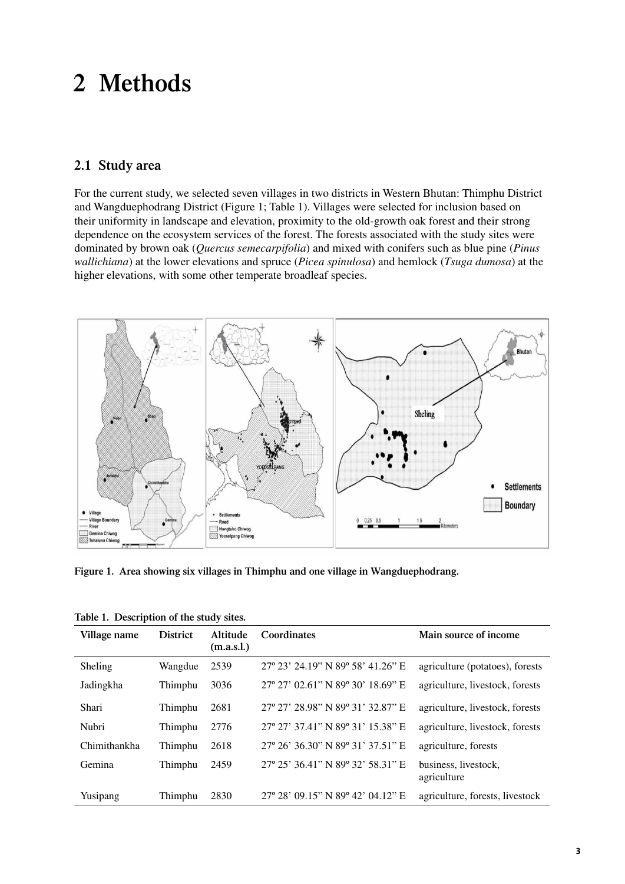# 2 Methods

## 2.1 Study area

For the current study, we selected seven villages in two districts in Western Bhutan: Thimphu District and Wangduephodrang District (Figure 1; Table 1). Villages were selected for inclusion based on their uniformity in landscape and elevation, proximity to the old-growth oak forest and their strong dependence on the ecosystem services of the forest. The forests associated with the study sites were dominated by brown oak (*Quercus semecarpifolia*) and mixed with conifers such as blue pine (*Pinus wallichiana*) at the lower elevations and spruce (*Picea spinulosa*) and hemlock (*Tsuga dumosa*) at the higher elevations, with some other temperate broadleaf species.

**Figure 1. Area showing six villages in Thimphu and one village in Wangduephodrang.**

**Table 1. Description of the study sites.**

| Village name | District | Altitude (m.a.s.l.) | Coordinates | Main source of income |
|---|---|---|---|---|
| Sheling | Wangdue | 2539 | 27º 23' 24.19" N 89º 58' 41.26" E | agriculture (potatoes), forests |
| Jadingkha | Thimphu | 3036 | 27º 27' 02.61" N 89º 30' 18.69" E | agriculture, livestock, forests |
| Shari | Thimphu | 2681 | 27º 27' 28.98" N 89º 31' 32.87" E | agriculture, livestock, forests |
| Nubri | Thimphu | 2776 | 27º 27' 37.41" N 89º 31' 15.38" E | agriculture, livestock, forests |
| Chimithankha | Thimphu | 2618 | 27º 26' 36.30" N 89º 31' 37.51" E | agriculture, forests |
| Gemina | Thimphu | 2459 | 27º 25' 36.41" N 89º 32' 58.31" E | business, livestock, agriculture |
| Yusipang | Thimphu | 2830 | 27º 28' 09.15" N 89º 42' 04.12" E | agriculture, forests, livestock |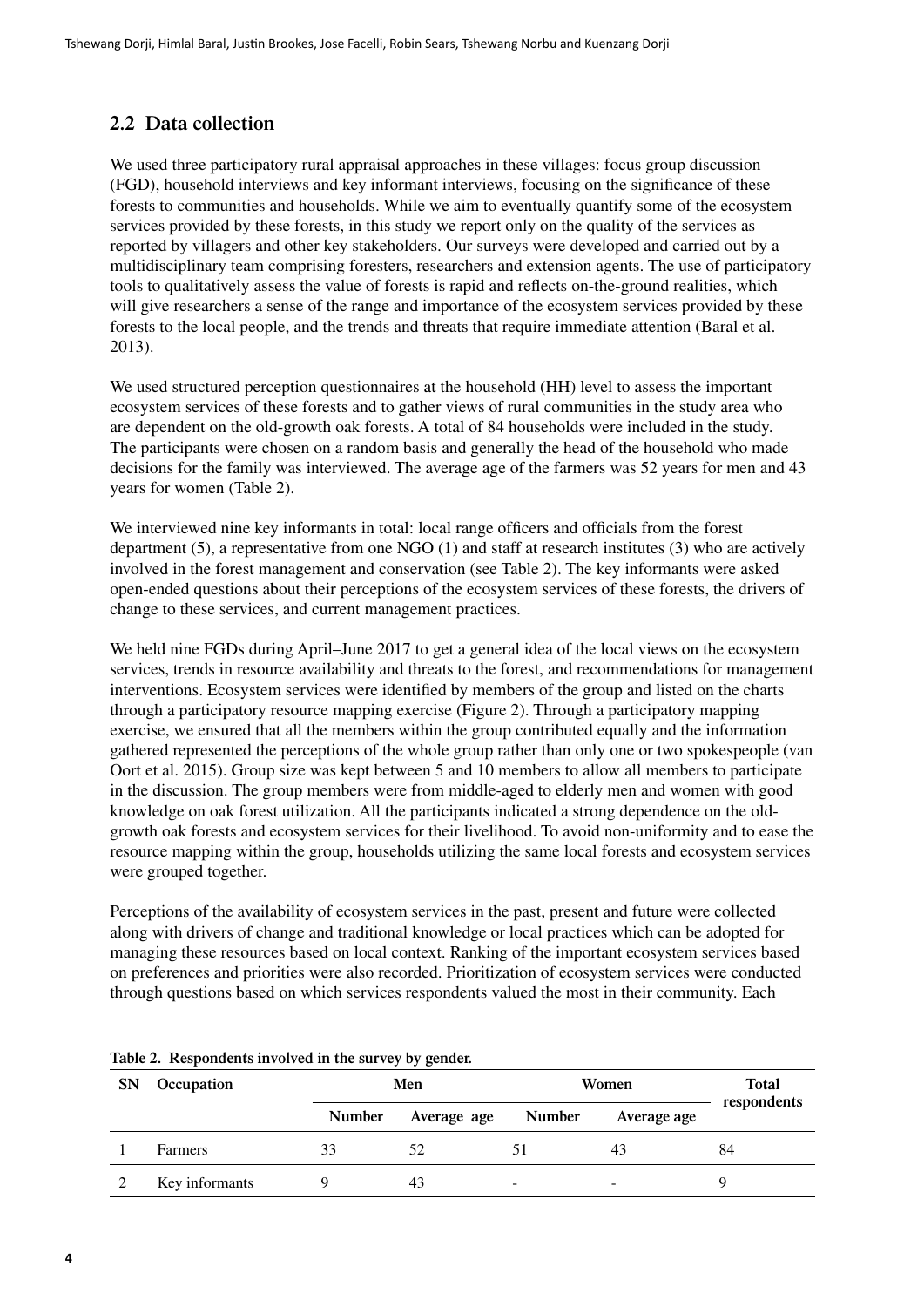## 2.2 Data collection

We used three participatory rural appraisal approaches in these villages: focus group discussion (FGD), household interviews and key informant interviews, focusing on the significance of these forests to communities and households. While we aim to eventually quantify some of the ecosystem services provided by these forests, in this study we report only on the quality of the services as reported by villagers and other key stakeholders. Our surveys were developed and carried out by a multidisciplinary team comprising foresters, researchers and extension agents. The use of participatory tools to qualitatively assess the value of forests is rapid and reflects on-the-ground realities, which will give researchers a sense of the range and importance of the ecosystem services provided by these forests to the local people, and the trends and threats that require immediate attention (Baral et al. 2013).

We used structured perception questionnaires at the household (HH) level to assess the important ecosystem services of these forests and to gather views of rural communities in the study area who are dependent on the old-growth oak forests. A total of 84 households were included in the study. The participants were chosen on a random basis and generally the head of the household who made decisions for the family was interviewed. The average age of the farmers was 52 years for men and 43 years for women (Table 2).

We interviewed nine key informants in total: local range officers and officials from the forest department (5), a representative from one NGO (1) and staff at research institutes (3) who are actively involved in the forest management and conservation (see Table 2). The key informants were asked open-ended questions about their perceptions of the ecosystem services of these forests, the drivers of change to these services, and current management practices.

We held nine FGDs during April–June 2017 to get a general idea of the local views on the ecosystem services, trends in resource availability and threats to the forest, and recommendations for management interventions. Ecosystem services were identified by members of the group and listed on the charts through a participatory resource mapping exercise (Figure 2). Through a participatory mapping exercise, we ensured that all the members within the group contributed equally and the information gathered represented the perceptions of the whole group rather than only one or two spokespeople (van Oort et al. 2015). Group size was kept between 5 and 10 members to allow all members to participate in the discussion. The group members were from middle-aged to elderly men and women with good knowledge on oak forest utilization. All the participants indicated a strong dependence on the old-growth oak forests and ecosystem services for their livelihood. To avoid non-uniformity and to ease the resource mapping within the group, households utilizing the same local forests and ecosystem services were grouped together.

Perceptions of the availability of ecosystem services in the past, present and future were collected along with drivers of change and traditional knowledge or local practices which can be adopted for managing these resources based on local context. Ranking of the important ecosystem services based on preferences and priorities were also recorded. Prioritization of ecosystem services were conducted through questions based on which services respondents valued the most in their community. Each

**Table 2. Respondents involved in the survey by gender.**

| SN | Occupation | Men | | Women | | Total respondents |
|---|---|---|---|---|---|---|
| | | Number | Average age | Number | Average age | |
| 1 | Farmers | 33 | 52 | 51 | 43 | 84 |
| 2 | Key informants | 9 | 43 | - | - | 9 |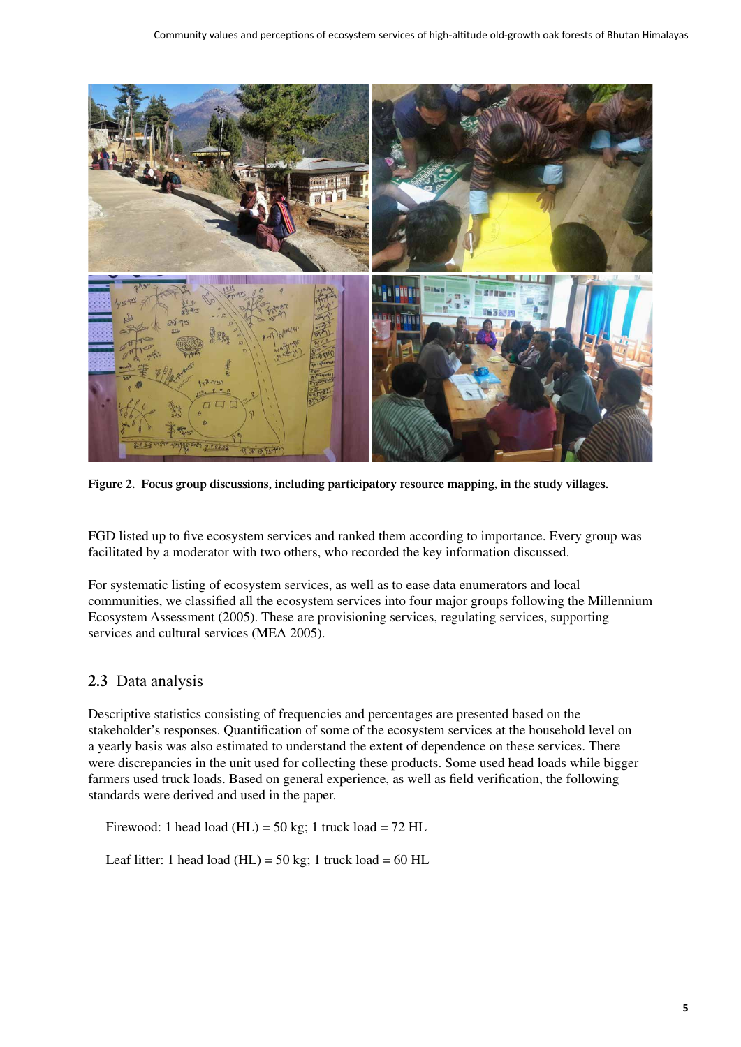Figure 2. Focus group discussions, including participatory resource mapping, in the study villages.

FGD listed up to five ecosystem services and ranked them according to importance. Every group was facilitated by a moderator with two others, who recorded the key information discussed.

For systematic listing of ecosystem services, as well as to ease data enumerators and local communities, we classified all the ecosystem services into four major groups following the Millennium Ecosystem Assessment (2005). These are provisioning services, regulating services, supporting services and cultural services (MEA 2005).

## 2.3 Data analysis

Descriptive statistics consisting of frequencies and percentages are presented based on the stakeholder's responses. Quantification of some of the ecosystem services at the household level on a yearly basis was also estimated to understand the extent of dependence on these services. There were discrepancies in the unit used for collecting these products. Some used head loads while bigger farmers used truck loads. Based on general experience, as well as field verification, the following standards were derived and used in the paper.

Firewood: 1 head load (HL) = 50 kg; 1 truck load = 72 HL

Leaf litter: 1 head load (HL) = 50 kg; 1 truck load = 60 HL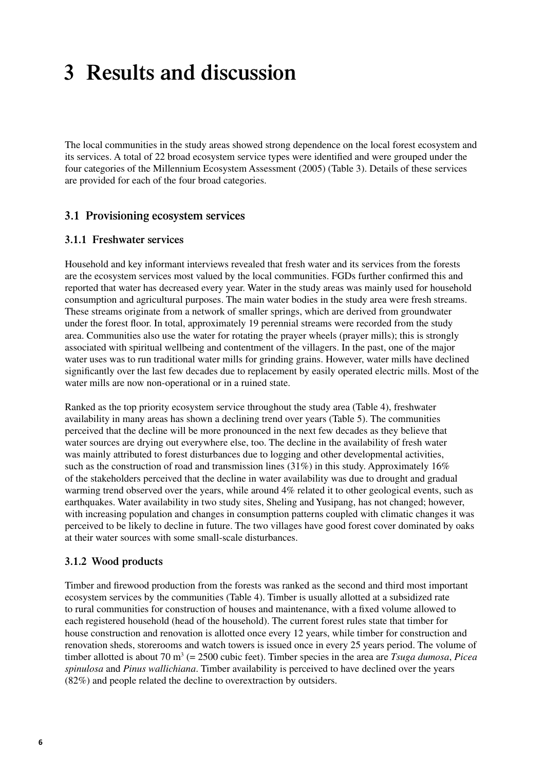# 3 Results and discussion

The local communities in the study areas showed strong dependence on the local forest ecosystem and its services. A total of 22 broad ecosystem service types were identified and were grouped under the four categories of the Millennium Ecosystem Assessment (2005) (Table 3). Details of these services are provided for each of the four broad categories.

## 3.1 Provisioning ecosystem services

### 3.1.1 Freshwater services

Household and key informant interviews revealed that fresh water and its services from the forests are the ecosystem services most valued by the local communities. FGDs further confirmed this and reported that water has decreased every year. Water in the study areas was mainly used for household consumption and agricultural purposes. The main water bodies in the study area were fresh streams. These streams originate from a network of smaller springs, which are derived from groundwater under the forest floor. In total, approximately 19 perennial streams were recorded from the study area. Communities also use the water for rotating the prayer wheels (prayer mills); this is strongly associated with spiritual wellbeing and contentment of the villagers. In the past, one of the major water uses was to run traditional water mills for grinding grains. However, water mills have declined significantly over the last few decades due to replacement by easily operated electric mills. Most of the water mills are now non-operational or in a ruined state.

Ranked as the top priority ecosystem service throughout the study area (Table 4), freshwater availability in many areas has shown a declining trend over years (Table 5). The communities perceived that the decline will be more pronounced in the next few decades as they believe that water sources are drying out everywhere else, too. The decline in the availability of fresh water was mainly attributed to forest disturbances due to logging and other developmental activities, such as the construction of road and transmission lines (31%) in this study. Approximately 16% of the stakeholders perceived that the decline in water availability was due to drought and gradual warming trend observed over the years, while around 4% related it to other geological events, such as earthquakes. Water availability in two study sites, Sheling and Yusipang, has not changed; however, with increasing population and changes in consumption patterns coupled with climatic changes it was perceived to be likely to decline in future. The two villages have good forest cover dominated by oaks at their water sources with some small-scale disturbances.

### 3.1.2 Wood products

Timber and firewood production from the forests was ranked as the second and third most important ecosystem services by the communities (Table 4). Timber is usually allotted at a subsidized rate to rural communities for construction of houses and maintenance, with a fixed volume allowed to each registered household (head of the household). The current forest rules state that timber for house construction and renovation is allotted once every 12 years, while timber for construction and renovation sheds, storerooms and watch towers is issued once in every 25 years period. The volume of timber allotted is about 70 $m^3$ (= 2500 cubic feet). Timber species in the area are *Tsuga dumosa*, *Picea spinulosa* and *Pinus wallichiana*. Timber availability is perceived to have declined over the years (82%) and people related the decline to overextraction by outsiders.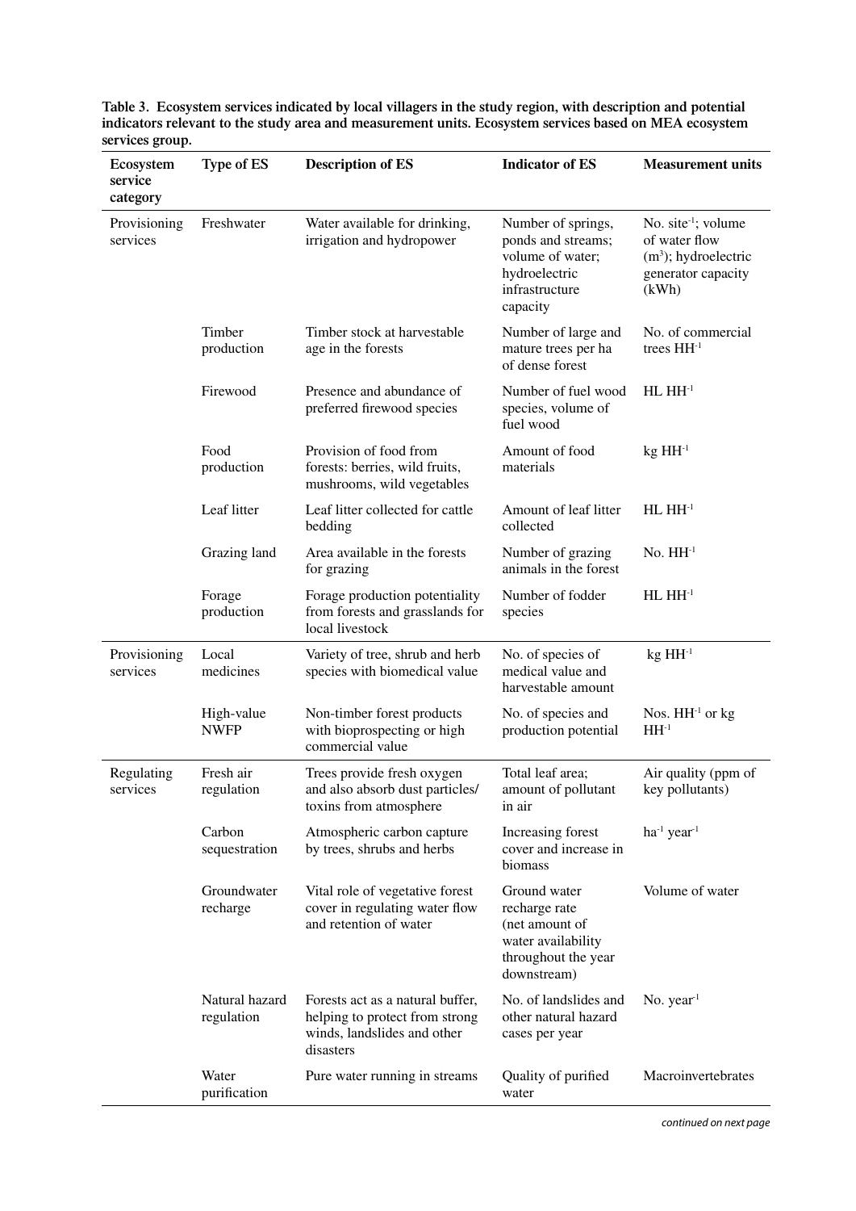**Table 3. Ecosystem services indicated by local villagers in the study region, with description and potential indicators relevant to the study area and measurement units. Ecosystem services based on MEA ecosystem services group.**

| Ecosystem service category | Type of ES | Description of ES | Indicator of ES | Measurement units |
|---|---|---|---|---|
| Provisioning services | Freshwater | Water available for drinking, irrigation and hydropower | Number of springs, ponds and streams; volume of water; hydroelectric infrastructure capacity | No. site$^{-1}$; volume of water flow ($m^3$); hydroelectric generator capacity (kWh) |
| | Timber production | Timber stock at harvestable age in the forests | Number of large and mature trees per ha of dense forest | No. of commercial trees $HH^{-1}$ |
| | Firewood | Presence and abundance of preferred firewood species | Number of fuel wood species, volume of fuel wood | HL $HH^{-1}$ |
| | Food production | Provision of food from forests: berries, wild fruits, mushrooms, wild vegetables | Amount of food materials | kg $HH^{-1}$ |
| | Leaf litter | Leaf litter collected for cattle bedding | Amount of leaf litter collected | HL $HH^{-1}$ |
| | Grazing land | Area available in the forests for grazing | Number of grazing animals in the forest | No. $HH^{-1}$ |
| | Forage production | Forage production potentiality from forests and grasslands for local livestock | Number of fodder species | HL $HH^{-1}$ |
| Provisioning services | Local medicines | Variety of tree, shrub and herb species with biomedical value | No. of species of medical value and harvestable amount | kg $HH^{-1}$ |
| | High-value NWFP | Non-timber forest products with bioprospecting or high commercial value | No. of species and production potential | Nos. $HH^{-1}$ or kg $HH^{-1}$ |
| Regulating services | Fresh air regulation | Trees provide fresh oxygen and also absorb dust particles/ toxins from atmosphere | Total leaf area; amount of pollutant in air | Air quality (ppm of key pollutants) |
| | Carbon sequestration | Atmospheric carbon capture by trees, shrubs and herbs | Increasing forest cover and increase in biomass | ha$^{-1}$ year$^{-1}$ |
| | Groundwater recharge | Vital role of vegetative forest cover in regulating water flow and retention of water | Ground water recharge rate (net amount of water availability throughout the year downstream) | Volume of water |
| | Natural hazard regulation | Forests act as a natural buffer, helping to protect from strong winds, landslides and other disasters | No. of landslides and other natural hazard cases per year | No. year$^{-1}$ |
| | Water purification | Pure water running in streams | Quality of purified water | Macroinvertebrates |

*continued on next page*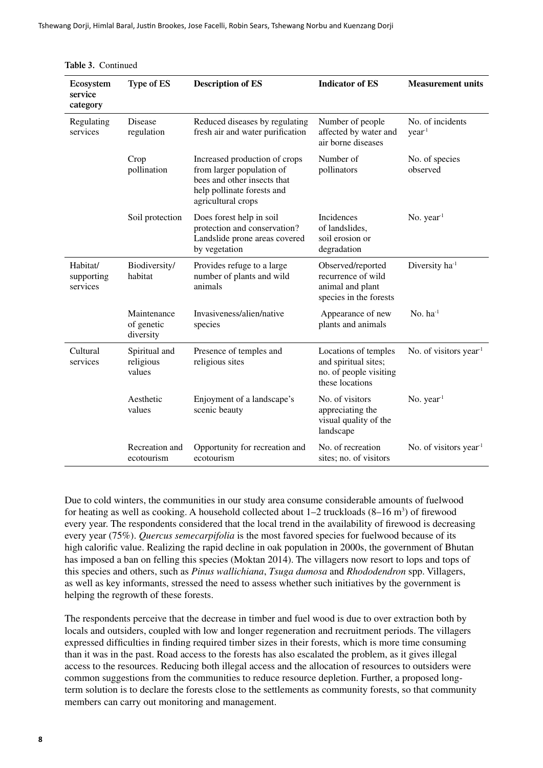**Table 3.** Continued

| Ecosystem service category | Type of ES | Description of ES | Indicator of ES | Measurement units |
|---|---|---|---|---|
| Regulating services | Disease regulation | Reduced diseases by regulating fresh air and water purification | Number of people affected by water and air borne diseases | No. of incidents $year^{-1}$ |
| | Crop pollination | Increased production of crops from larger population of bees and other insects that help pollinate forests and agricultural crops | Number of pollinators | No. of species observed |
| | Soil protection | Does forest help in soil protection and conservation? Landslide prone areas covered by vegetation | Incidences of landslides, soil erosion or degradation | No. $year^{-1}$ |
| Habitat/ supporting services | Biodiversity/ habitat | Provides refuge to a large number of plants and wild animals | Observed/reported recurrence of wild animal and plant species in the forests | Diversity $ha^{-1}$ |
| | Maintenance of genetic diversity | Invasiveness/alien/native species | Appearance of new plants and animals | No. $ha^{-1}$ |
| Cultural services | Spiritual and religious values | Presence of temples and religious sites | Locations of temples and spiritual sites; no. of people visiting these locations | No. of visitors $year^{-1}$ |
| | Aesthetic values | Enjoyment of a landscape's scenic beauty | No. of visitors appreciating the visual quality of the landscape | No. $year^{-1}$ |
| | Recreation and ecotourism | Opportunity for recreation and ecotourism | No. of recreation sites; no. of visitors | No. of visitors $year^{-1}$ |

Due to cold winters, the communities in our study area consume considerable amounts of fuelwood for heating as well as cooking. A household collected about 1–2 truckloads (8–16 $m^3$) of firewood every year. The respondents considered that the local trend in the availability of firewood is decreasing every year (75%). *Quercus semecarpifolia* is the most favored species for fuelwood because of its high calorific value. Realizing the rapid decline in oak population in 2000s, the government of Bhutan has imposed a ban on felling this species (Moktan 2014). The villagers now resort to lops and tops of this species and others, such as *Pinus wallichiana*, *Tsuga dumosa* and *Rhododendron* spp. Villagers, as well as key informants, stressed the need to assess whether such initiatives by the government is helping the regrowth of these forests.

The respondents perceive that the decrease in timber and fuel wood is due to over extraction both by locals and outsiders, coupled with low and longer regeneration and recruitment periods. The villagers expressed difficulties in finding required timber sizes in their forests, which is more time consuming than it was in the past. Road access to the forests has also escalated the problem, as it gives illegal access to the resources. Reducing both illegal access and the allocation of resources to outsiders were common suggestions from the communities to reduce resource depletion. Further, a proposed long-term solution is to declare the forests close to the settlements as community forests, so that community members can carry out monitoring and management.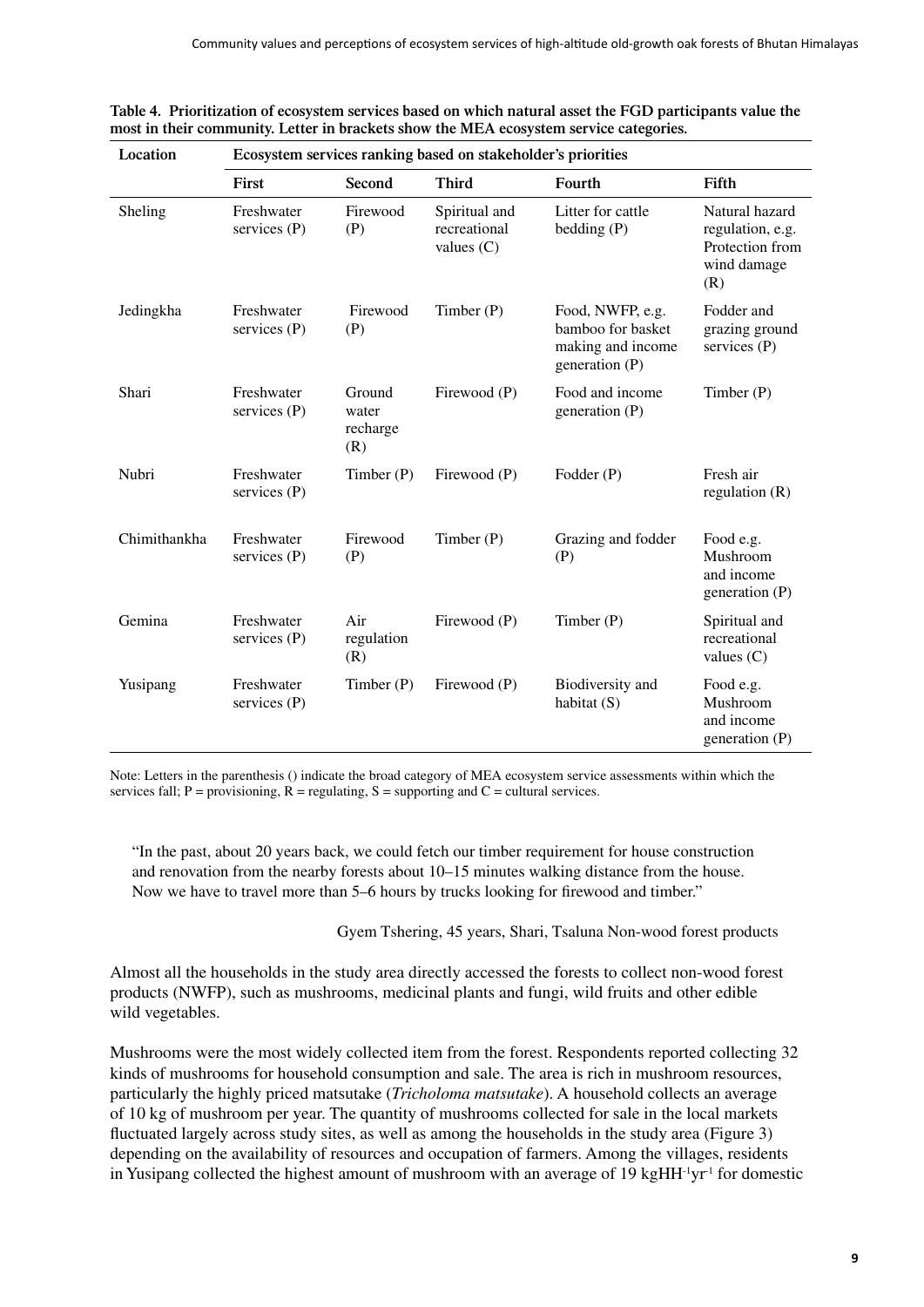**Table 4. Prioritization of ecosystem services based on which natural asset the FGD participants value the most in their community. Letter in brackets show the MEA ecosystem service categories.**

| Location | Ecosystem services ranking based on stakeholder's priorities | | | | |
|---|---|---|---|---|---|
| | **First** | **Second** | **Third** | **Fourth** | **Fifth** |
| Sheling | Freshwater services (P) | Firewood (P) | Spiritual and recreational values (C) | Litter for cattle bedding (P) | Natural hazard regulation, e.g. Protection from wind damage (R) |
| Jedingkha | Freshwater services (P) | Firewood (P) | Timber (P) | Food, NWFP, e.g. bamboo for basket making and income generation (P) | Fodder and grazing ground services (P) |
| Shari | Freshwater services (P) | Ground water recharge (R) | Firewood (P) | Food and income generation (P) | Timber (P) |
| Nubri | Freshwater services (P) | Timber (P) | Firewood (P) | Fodder (P) | Fresh air regulation (R) |
| Chimithankha | Freshwater services (P) | Firewood (P) | Timber (P) | Grazing and fodder (P) | Food e.g. Mushroom and income generation (P) |
| Gemina | Freshwater services (P) | Air regulation (R) | Firewood (P) | Timber (P) | Spiritual and recreational values (C) |
| Yusipang | Freshwater services (P) | Timber (P) | Firewood (P) | Biodiversity and habitat (S) | Food e.g. Mushroom and income generation (P) |

Note: Letters in the parenthesis () indicate the broad category of MEA ecosystem service assessments within which the services fall; P = provisioning, R = regulating, S = supporting and C = cultural services.

> "In the past, about 20 years back, we could fetch our timber requirement for house construction and renovation from the nearby forests about 10–15 minutes walking distance from the house. Now we have to travel more than 5–6 hours by trucks looking for firewood and timber."
>
> Gyem Tshering, 45 years, Shari, Tsaluna

Non-wood forest products

Almost all the households in the study area directly accessed the forests to collect non-wood forest products (NWFP), such as mushrooms, medicinal plants and fungi, wild fruits and other edible wild vegetables.

Mushrooms were the most widely collected item from the forest. Respondents reported collecting 32 kinds of mushrooms for household consumption and sale. The area is rich in mushroom resources, particularly the highly priced matsutake (*Tricholoma matsutake*). A household collects an average of 10 kg of mushroom per year. The quantity of mushrooms collected for sale in the local markets fluctuated largely across study sites, as well as among the households in the study area (Figure 3) depending on the availability of resources and occupation of farmers. Among the villages, residents in Yusipang collected the highest amount of mushroom with an average of 19 $kgHH^{-1}yr^{-1}$ for domestic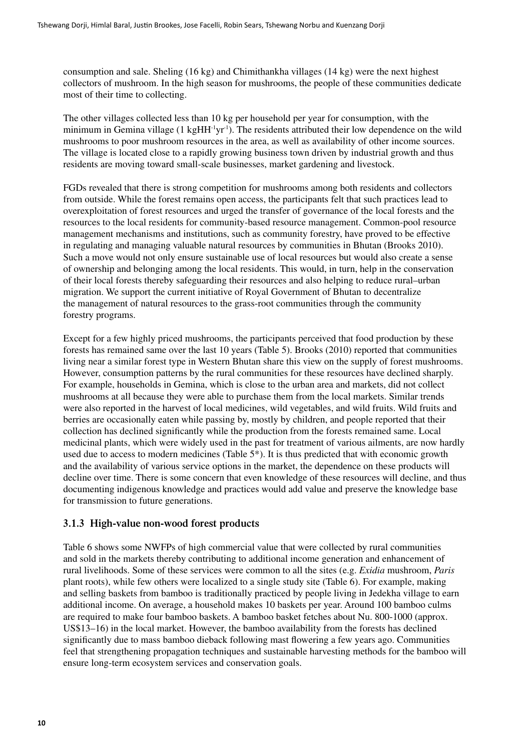consumption and sale. Sheling (16 kg) and Chimithankha villages (14 kg) were the next highest collectors of mushroom. In the high season for mushrooms, the people of these communities dedicate most of their time to collecting.

The other villages collected less than 10 kg per household per year for consumption, with the minimum in Gemina village (1 $kgHH^{-1}yr^{-1}$). The residents attributed their low dependence on the wild mushrooms to poor mushroom resources in the area, as well as availability of other income sources. The village is located close to a rapidly growing business town driven by industrial growth and thus residents are moving toward small-scale businesses, market gardening and livestock.

FGDs revealed that there is strong competition for mushrooms among both residents and collectors from outside. While the forest remains open access, the participants felt that such practices lead to overexploitation of forest resources and urged the transfer of governance of the local forests and the resources to the local residents for community-based resource management. Common-pool resource management mechanisms and institutions, such as community forestry, have proved to be effective in regulating and managing valuable natural resources by communities in Bhutan (Brooks 2010). Such a move would not only ensure sustainable use of local resources but would also create a sense of ownership and belonging among the local residents. This would, in turn, help in the conservation of their local forests thereby safeguarding their resources and also helping to reduce rural–urban migration. We support the current initiative of Royal Government of Bhutan to decentralize the management of natural resources to the grass-root communities through the community forestry programs.

Except for a few highly priced mushrooms, the participants perceived that food production by these forests has remained same over the last 10 years (Table 5). Brooks (2010) reported that communities living near a similar forest type in Western Bhutan share this view on the supply of forest mushrooms. However, consumption patterns by the rural communities for these resources have declined sharply. For example, households in Gemina, which is close to the urban area and markets, did not collect mushrooms at all because they were able to purchase them from the local markets. Similar trends were also reported in the harvest of local medicines, wild vegetables, and wild fruits. Wild fruits and berries are occasionally eaten while passing by, mostly by children, and people reported that their collection has declined significantly while the production from the forests remained same. Local medicinal plants, which were widely used in the past for treatment of various ailments, are now hardly used due to access to modern medicines (Table 5*). It is thus predicted that with economic growth and the availability of various service options in the market, the dependence on these products will decline over time. There is some concern that even knowledge of these resources will decline, and thus documenting indigenous knowledge and practices would add value and preserve the knowledge base for transmission to future generations.

### 3.1.3 High-value non-wood forest products

Table 6 shows some NWFPs of high commercial value that were collected by rural communities and sold in the markets thereby contributing to additional income generation and enhancement of rural livelihoods. Some of these services were common to all the sites (e.g. *Exidia* mushroom, *Paris* plant roots), while few others were localized to a single study site (Table 6). For example, making and selling baskets from bamboo is traditionally practiced by people living in Jedekha village to earn additional income. On average, a household makes 10 baskets per year. Around 100 bamboo culms are required to make four bamboo baskets. A bamboo basket fetches about Nu. 800-1000 (approx. US$13–16) in the local market. However, the bamboo availability from the forests has declined significantly due to mass bamboo dieback following mast flowering a few years ago. Communities feel that strengthening propagation techniques and sustainable harvesting methods for the bamboo will ensure long-term ecosystem services and conservation goals.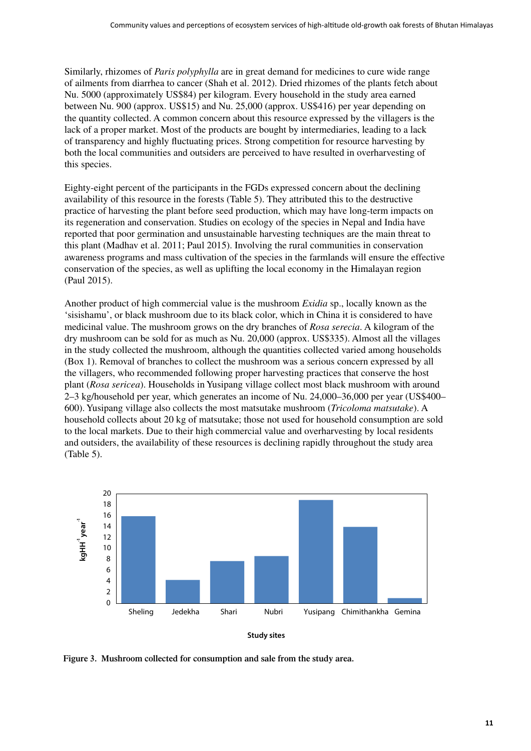Similarly, rhizomes of *Paris polyphylla* are in great demand for medicines to cure wide range of ailments from diarrhea to cancer (Shah et al. 2012). Dried rhizomes of the plants fetch about Nu. 5000 (approximately US$84) per kilogram. Every household in the study area earned between Nu. 900 (approx. US$15) and Nu. 25,000 (approx. US$416) per year depending on the quantity collected. A common concern about this resource expressed by the villagers is the lack of a proper market. Most of the products are bought by intermediaries, leading to a lack of transparency and highly fluctuating prices. Strong competition for resource harvesting by both the local communities and outsiders are perceived to have resulted in overharvesting of this species.

Eighty-eight percent of the participants in the FGDs expressed concern about the declining availability of this resource in the forests (Table 5). They attributed this to the destructive practice of harvesting the plant before seed production, which may have long-term impacts on its regeneration and conservation. Studies on ecology of the species in Nepal and India have reported that poor germination and unsustainable harvesting techniques are the main threat to this plant (Madhav et al. 2011; Paul 2015). Involving the rural communities in conservation awareness programs and mass cultivation of the species in the farmlands will ensure the effective conservation of the species, as well as uplifting the local economy in the Himalayan region (Paul 2015).

Another product of high commercial value is the mushroom *Exidia* sp., locally known as the 'sisishamu', or black mushroom due to its black color, which in China it is considered to have medicinal value. The mushroom grows on the dry branches of *Rosa serecia*. A kilogram of the dry mushroom can be sold for as much as Nu. 20,000 (approx. US$335). Almost all the villages in the study collected the mushroom, although the quantities collected varied among households (Box 1). Removal of branches to collect the mushroom was a serious concern expressed by all the villagers, who recommended following proper harvesting practices that conserve the host plant (*Rosa sericea*). Households in Yusipang village collect most black mushroom with around 2–3 kg/household per year, which generates an income of Nu. 24,000–36,000 per year (US$400–600). Yusipang village also collects the most matsutake mushroom (*Tricoloma matsutake*). A household collects about 20 kg of matsutake; those not used for household consumption are sold to the local markets. Due to their high commercial value and overharvesting by local residents and outsiders, the availability of these resources is declining rapidly throughout the study area (Table 5).

**Figure 3. Mushroom collected for consumption and sale from the study area.**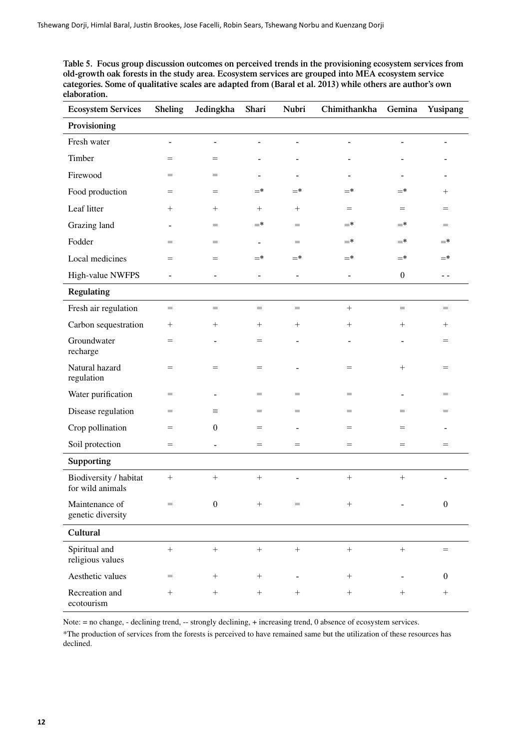**Table 5. Focus group discussion outcomes on perceived trends in the provisioning ecosystem services from old-growth oak forests in the study area. Ecosystem services are grouped into MEA ecosystem service categories. Some of qualitative scales are adapted from (Baral et al. 2013) while others are author's own elaboration.**

| Ecosystem Services | Sheling | Jedingkha | Shari | Nubri | Chimithankha | Gemina | Yusipang |
|---|---|---|---|---|---|---|---|
| **Provisioning** | | | | | | | |
| Fresh water | - | - | - | - | - | - | - |
| Timber | = | = | - | - | - | - | - |
| Firewood | = | = | - | - | - | - | - |
| Food production | = | = | =* | =* | =* | =* | + |
| Leaf litter | + | + | + | + | = | = | = |
| Grazing land | - | = | =* | = | =* | =* | = |
| Fodder | = | = | - | = | =* | =* | =* |
| Local medicines | = | = | =* | =* | =* | =* | =* |
| High-value NWFPS | - | - | - | - | - | 0 | - - |
| **Regulating** | | | | | | | |
| Fresh air regulation | = | = | = | = | + | = | = |
| Carbon sequestration | + | + | + | + | + | + | + |
| Groundwater recharge | = | - | = | - | - | - | = |
| Natural hazard regulation | = | = | = | - | = | + | = |
| Water purification | = | - | = | = | = | - | = |
| Disease regulation | = | ≡ | = | = | = | = | = |
| Crop pollination | = | 0 | = | - | = | = | - |
| Soil protection | = | - | = | = | = | = | = |
| **Supporting** | | | | | | | |
| Biodiversity / habitat for wild animals | + | + | + | - | + | + | - |
| Maintenance of genetic diversity | = | 0 | + | = | + | - | 0 |
| **Cultural** | | | | | | | |
| Spiritual and religious values | + | + | + | + | + | + | = |
| Aesthetic values | = | + | + | - | + | - | 0 |
| Recreation and ecotourism | + | + | + | + | + | + | + |

Note: = no change, - declining trend, -- strongly declining, + increasing trend, 0 absence of ecosystem services.

*The production of services from the forests is perceived to have remained same but the utilization of these resources has declined.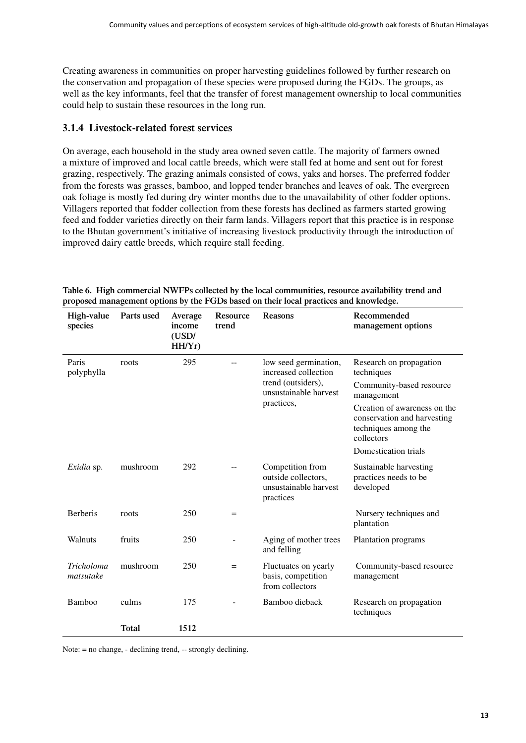Creating awareness in communities on proper harvesting guidelines followed by further research on the conservation and propagation of these species were proposed during the FGDs. The groups, as well as the key informants, feel that the transfer of forest management ownership to local communities could help to sustain these resources in the long run.

### 3.1.4 Livestock-related forest services

On average, each household in the study area owned seven cattle. The majority of farmers owned a mixture of improved and local cattle breeds, which were stall fed at home and sent out for forest grazing, respectively. The grazing animals consisted of cows, yaks and horses. The preferred fodder from the forests was grasses, bamboo, and lopped tender branches and leaves of oak. The evergreen oak foliage is mostly fed during dry winter months due to the unavailability of other fodder options. Villagers reported that fodder collection from these forests has declined as farmers started growing feed and fodder varieties directly on their farm lands. Villagers report that this practice is in response to the Bhutan government's initiative of increasing livestock productivity through the introduction of improved dairy cattle breeds, which require stall feeding.

**Table 6. High commercial NWFPs collected by the local communities, resource availability trend and proposed management options by the FGDs based on their local practices and knowledge.**

| High-value species | Parts used | Average income (USD/ HH/Yr) | Resource trend | Reasons | Recommended management options |
|---|---|---|---|---|---|
| Paris polyphylla | roots | 295 | -- | low seed germination, increased collection trend (outsiders), unsustainable harvest practices, | Research on propagation techniques<br>Community-based resource management<br>Creation of awareness on the conservation and harvesting techniques among the collectors<br>Domestication trials |
| *Exidia* sp. | mushroom | 292 | -- | Competition from outside collectors, unsustainable harvest practices | Sustainable harvesting practices needs to be developed |
| Berberis | roots | 250 | = | | Nursery techniques and plantation |
| Walnuts | fruits | 250 | - | Aging of mother trees and felling | Plantation programs |
| *Tricholoma matsutake* | mushroom | 250 | = | Fluctuates on yearly basis, competition from collectors | Community-based resource management |
| Bamboo | culms | 175 | - | Bamboo dieback | Research on propagation techniques |
| | **Total** | **1512** | | | |

Note: = no change, - declining trend, -- strongly declining.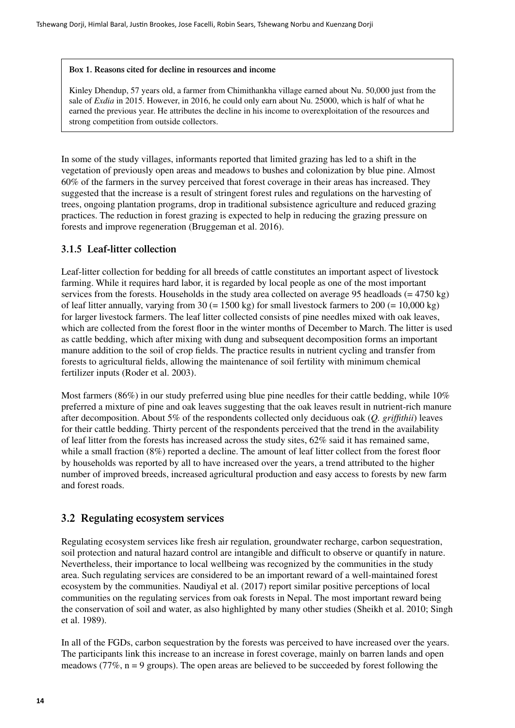**Box 1. Reasons cited for decline in resources and income**

Kinley Dhendup, 57 years old, a farmer from Chimithankha village earned about Nu. 50,000 just from the sale of *Exdia* in 2015. However, in 2016, he could only earn about Nu. 25000, which is half of what he earned the previous year. He attributes the decline in his income to overexploitation of the resources and strong competition from outside collectors.

In some of the study villages, informants reported that limited grazing has led to a shift in the vegetation of previously open areas and meadows to bushes and colonization by blue pine. Almost 60% of the farmers in the survey perceived that forest coverage in their areas has increased. They suggested that the increase is a result of stringent forest rules and regulations on the harvesting of trees, ongoing plantation programs, drop in traditional subsistence agriculture and reduced grazing practices. The reduction in forest grazing is expected to help in reducing the grazing pressure on forests and improve regeneration (Bruggeman et al. 2016).

### 3.1.5 Leaf-litter collection

Leaf-litter collection for bedding for all breeds of cattle constitutes an important aspect of livestock farming. While it requires hard labor, it is regarded by local people as one of the most important services from the forests. Households in the study area collected on average 95 headloads (= 4750 kg) of leaf litter annually, varying from 30 (= 1500 kg) for small livestock farmers to 200 (= 10,000 kg) for larger livestock farmers. The leaf litter collected consists of pine needles mixed with oak leaves, which are collected from the forest floor in the winter months of December to March. The litter is used as cattle bedding, which after mixing with dung and subsequent decomposition forms an important manure addition to the soil of crop fields. The practice results in nutrient cycling and transfer from forests to agricultural fields, allowing the maintenance of soil fertility with minimum chemical fertilizer inputs (Roder et al. 2003).

Most farmers (86%) in our study preferred using blue pine needles for their cattle bedding, while 10% preferred a mixture of pine and oak leaves suggesting that the oak leaves result in nutrient-rich manure after decomposition. About 5% of the respondents collected only deciduous oak (*Q. griffithii*) leaves for their cattle bedding. Thirty percent of the respondents perceived that the trend in the availability of leaf litter from the forests has increased across the study sites, 62% said it has remained same, while a small fraction (8%) reported a decline. The amount of leaf litter collect from the forest floor by households was reported by all to have increased over the years, a trend attributed to the higher number of improved breeds, increased agricultural production and easy access to forests by new farm and forest roads.

## 3.2 Regulating ecosystem services

Regulating ecosystem services like fresh air regulation, groundwater recharge, carbon sequestration, soil protection and natural hazard control are intangible and difficult to observe or quantify in nature. Nevertheless, their importance to local wellbeing was recognized by the communities in the study area. Such regulating services are considered to be an important reward of a well-maintained forest ecosystem by the communities. Naudiyal et al. (2017) report similar positive perceptions of local communities on the regulating services from oak forests in Nepal. The most important reward being the conservation of soil and water, as also highlighted by many other studies (Sheikh et al. 2010; Singh et al. 1989).

In all of the FGDs, carbon sequestration by the forests was perceived to have increased over the years. The participants link this increase to an increase in forest coverage, mainly on barren lands and open meadows (77%, n = 9 groups). The open areas are believed to be succeeded by forest following the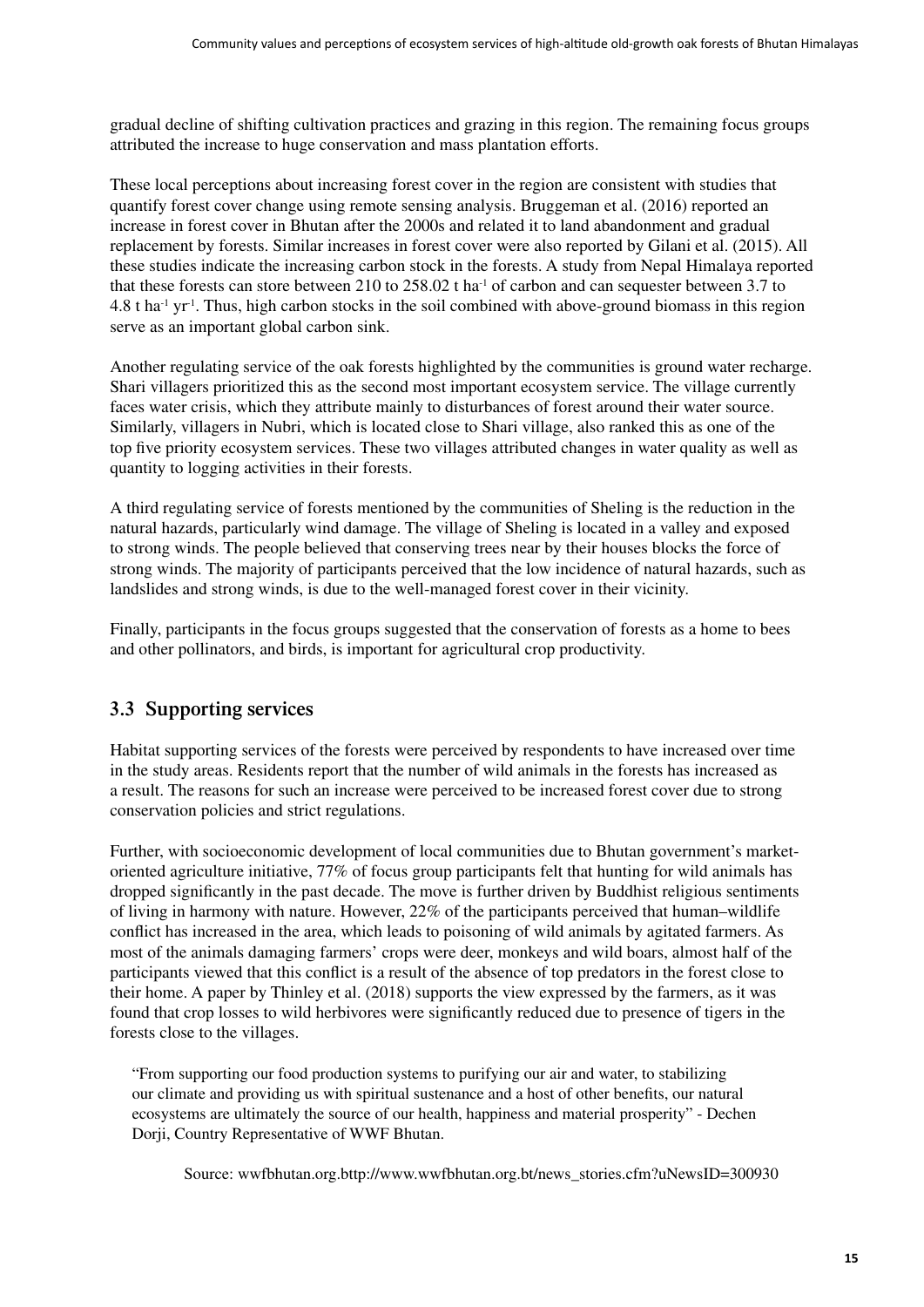gradual decline of shifting cultivation practices and grazing in this region. The remaining focus groups attributed the increase to huge conservation and mass plantation efforts.

These local perceptions about increasing forest cover in the region are consistent with studies that quantify forest cover change using remote sensing analysis. Bruggeman et al. (2016) reported an increase in forest cover in Bhutan after the 2000s and related it to land abandonment and gradual replacement by forests. Similar increases in forest cover were also reported by Gilani et al. (2015). All these studies indicate the increasing carbon stock in the forests. A study from Nepal Himalaya reported that these forests can store between 210 to 258.02 t $ha^{-1}$ of carbon and can sequester between 3.7 to 4.8 t $ha^{-1}$ $yr^{-1}$. Thus, high carbon stocks in the soil combined with above-ground biomass in this region serve as an important global carbon sink.

Another regulating service of the oak forests highlighted by the communities is ground water recharge. Shari villagers prioritized this as the second most important ecosystem service. The village currently faces water crisis, which they attribute mainly to disturbances of forest around their water source. Similarly, villagers in Nubri, which is located close to Shari village, also ranked this as one of the top five priority ecosystem services. These two villages attributed changes in water quality as well as quantity to logging activities in their forests.

A third regulating service of forests mentioned by the communities of Sheling is the reduction in the natural hazards, particularly wind damage. The village of Sheling is located in a valley and exposed to strong winds. The people believed that conserving trees near by their houses blocks the force of strong winds. The majority of participants perceived that the low incidence of natural hazards, such as landslides and strong winds, is due to the well-managed forest cover in their vicinity.

Finally, participants in the focus groups suggested that the conservation of forests as a home to bees and other pollinators, and birds, is important for agricultural crop productivity.

## 3.3 Supporting services

Habitat supporting services of the forests were perceived by respondents to have increased over time in the study areas. Residents report that the number of wild animals in the forests has increased as a result. The reasons for such an increase were perceived to be increased forest cover due to strong conservation policies and strict regulations.

Further, with socioeconomic development of local communities due to Bhutan government's market-oriented agriculture initiative, 77% of focus group participants felt that hunting for wild animals has dropped significantly in the past decade. The move is further driven by Buddhist religious sentiments of living in harmony with nature. However, 22% of the participants perceived that human–wildlife conflict has increased in the area, which leads to poisoning of wild animals by agitated farmers. As most of the animals damaging farmers' crops were deer, monkeys and wild boars, almost half of the participants viewed that this conflict is a result of the absence of top predators in the forest close to their home. A paper by Thinley et al. (2018) supports the view expressed by the farmers, as it was found that crop losses to wild herbivores were significantly reduced due to presence of tigers in the forests close to the villages.

> "From supporting our food production systems to purifying our air and water, to stabilizing our climate and providing us with spiritual sustenance and a host of other benefits, our natural ecosystems are ultimately the source of our health, happiness and material prosperity" - Dechen Dorji, Country Representative of WWF Bhutan.
>
> Source: wwfbhutan.org.bttp://www.wwfbhutan.org.bt/news_stories.cfm?uNewsID=300930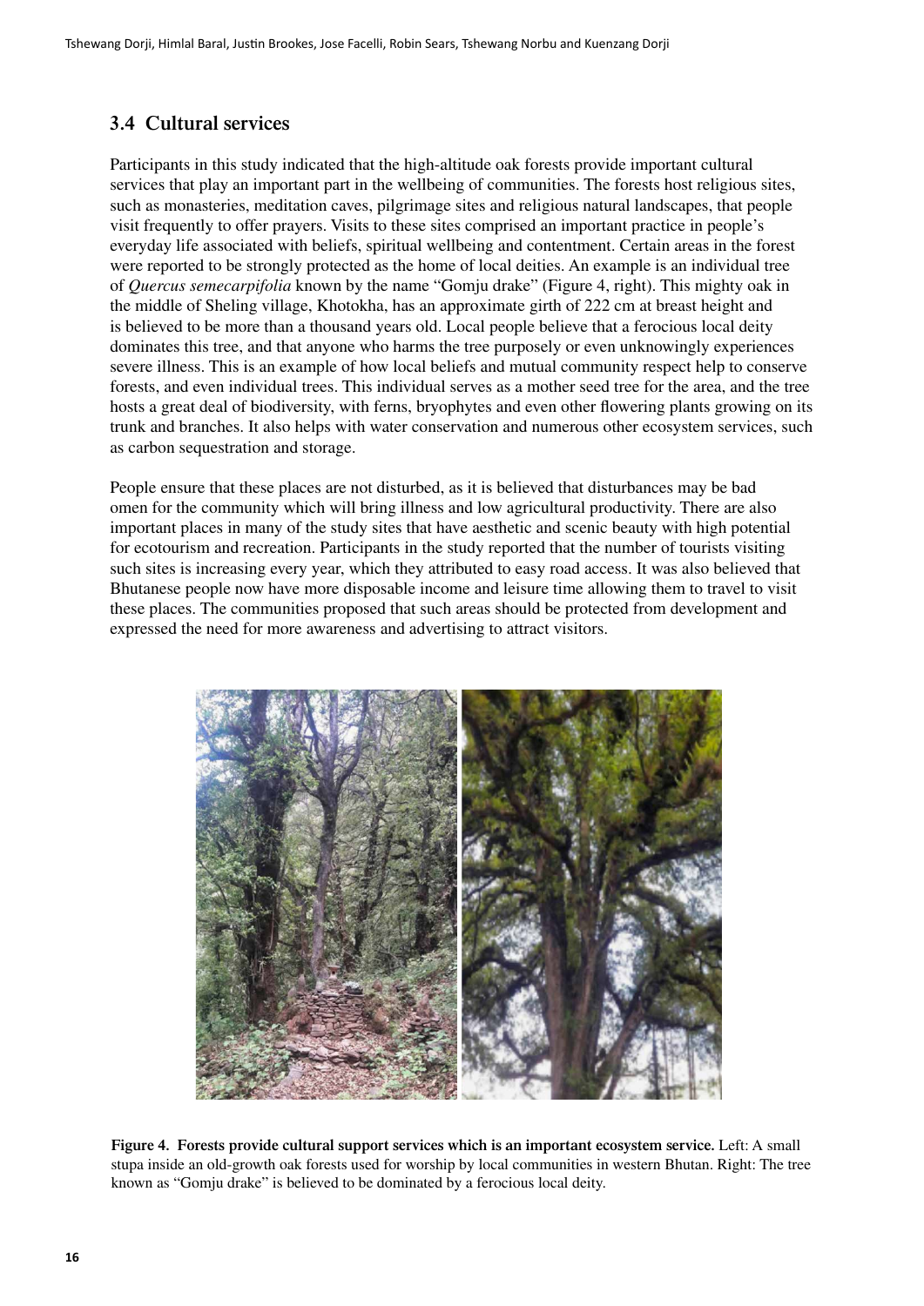## 3.4 Cultural services

Participants in this study indicated that the high-altitude oak forests provide important cultural services that play an important part in the wellbeing of communities. The forests host religious sites, such as monasteries, meditation caves, pilgrimage sites and religious natural landscapes, that people visit frequently to offer prayers. Visits to these sites comprised an important practice in people's everyday life associated with beliefs, spiritual wellbeing and contentment. Certain areas in the forest were reported to be strongly protected as the home of local deities. An example is an individual tree of *Quercus semecarpifolia* known by the name "Gomju drake" (Figure 4, right). This mighty oak in the middle of Sheling village, Khotokha, has an approximate girth of 222 cm at breast height and is believed to be more than a thousand years old. Local people believe that a ferocious local deity dominates this tree, and that anyone who harms the tree purposely or even unknowingly experiences severe illness. This is an example of how local beliefs and mutual community respect help to conserve forests, and even individual trees. This individual serves as a mother seed tree for the area, and the tree hosts a great deal of biodiversity, with ferns, bryophytes and even other flowering plants growing on its trunk and branches. It also helps with water conservation and numerous other ecosystem services, such as carbon sequestration and storage.

People ensure that these places are not disturbed, as it is believed that disturbances may be bad omen for the community which will bring illness and low agricultural productivity. There are also important places in many of the study sites that have aesthetic and scenic beauty with high potential for ecotourism and recreation. Participants in the study reported that the number of tourists visiting such sites is increasing every year, which they attributed to easy road access. It was also believed that Bhutanese people now have more disposable income and leisure time allowing them to travel to visit these places. The communities proposed that such areas should be protected from development and expressed the need for more awareness and advertising to attract visitors.

**Figure 4. Forests provide cultural support services which is an important ecosystem service.** Left: A small stupa inside an old-growth oak forests used for worship by local communities in western Bhutan. Right: The tree known as "Gomju drake" is believed to be dominated by a ferocious local deity.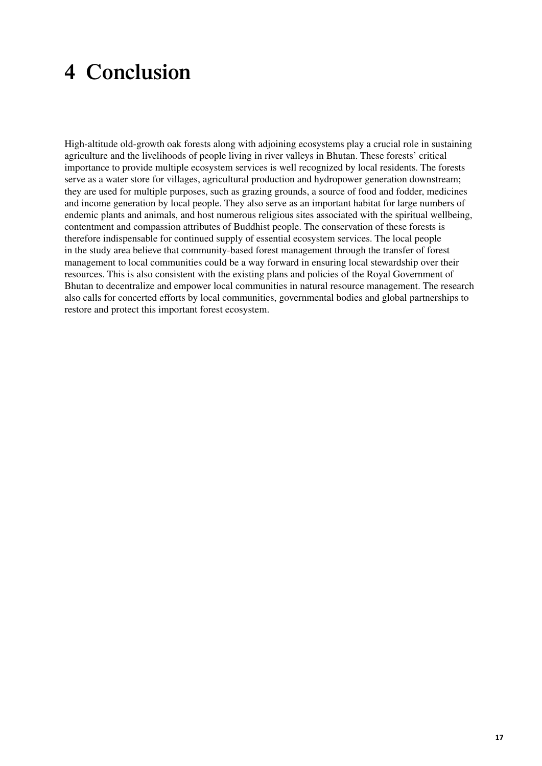# 4 Conclusion

High-altitude old-growth oak forests along with adjoining ecosystems play a crucial role in sustaining agriculture and the livelihoods of people living in river valleys in Bhutan. These forests' critical importance to provide multiple ecosystem services is well recognized by local residents. The forests serve as a water store for villages, agricultural production and hydropower generation downstream; they are used for multiple purposes, such as grazing grounds, a source of food and fodder, medicines and income generation by local people. They also serve as an important habitat for large numbers of endemic plants and animals, and host numerous religious sites associated with the spiritual wellbeing, contentment and compassion attributes of Buddhist people. The conservation of these forests is therefore indispensable for continued supply of essential ecosystem services. The local people in the study area believe that community-based forest management through the transfer of forest management to local communities could be a way forward in ensuring local stewardship over their resources. This is also consistent with the existing plans and policies of the Royal Government of Bhutan to decentralize and empower local communities in natural resource management. The research also calls for concerted efforts by local communities, governmental bodies and global partnerships to restore and protect this important forest ecosystem.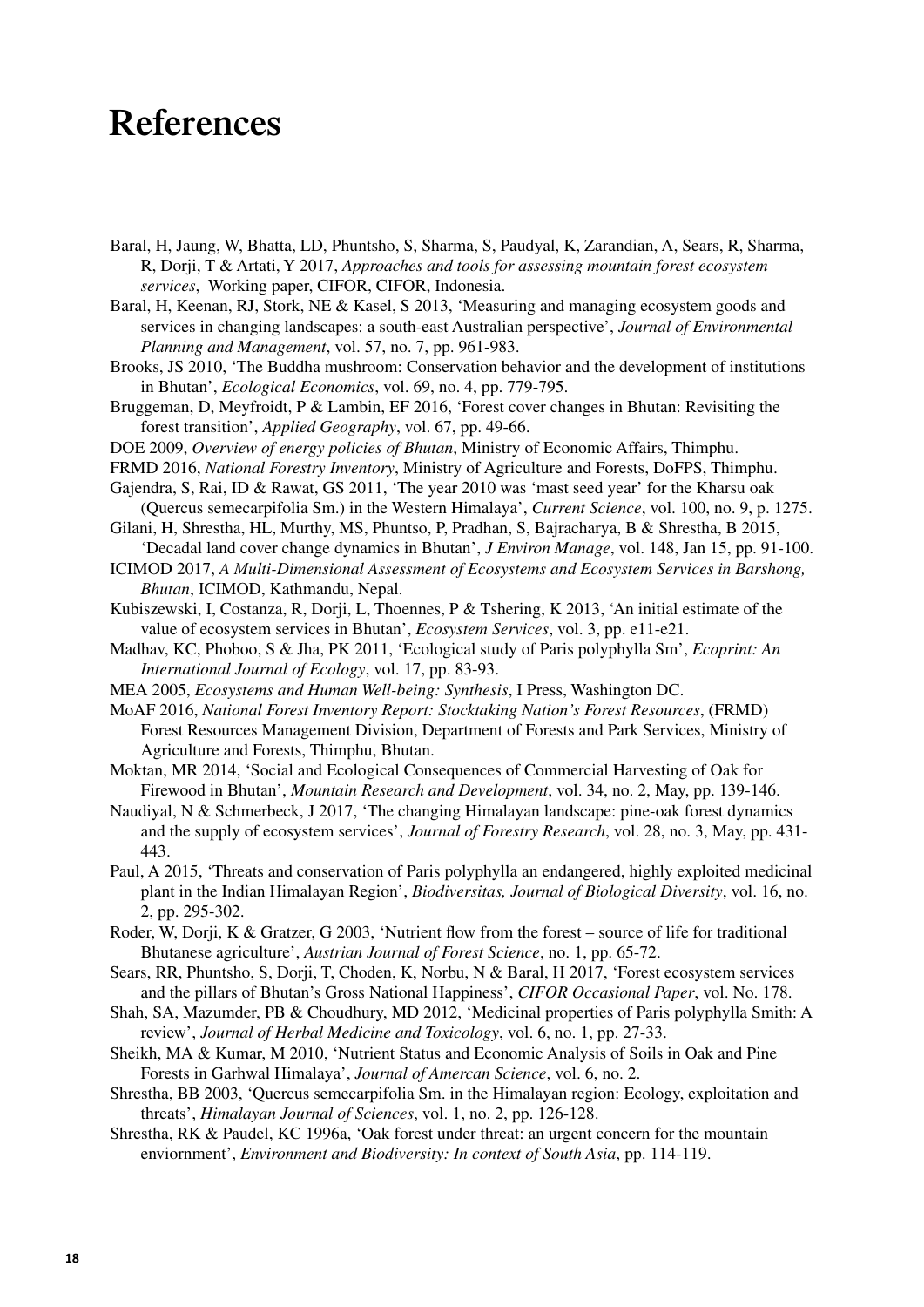# References

Baral, H, Jaung, W, Bhatta, LD, Phuntsho, S, Sharma, S, Paudyal, K, Zarandian, A, Sears, R, Sharma, R, Dorji, T & Artati, Y 2017, *Approaches and tools for assessing mountain forest ecosystem services*, Working paper, CIFOR, CIFOR, Indonesia.

Baral, H, Keenan, RJ, Stork, NE & Kasel, S 2013, 'Measuring and managing ecosystem goods and services in changing landscapes: a south-east Australian perspective', *Journal of Environmental Planning and Management*, vol. 57, no. 7, pp. 961-983.

Brooks, JS 2010, 'The Buddha mushroom: Conservation behavior and the development of institutions in Bhutan', *Ecological Economics*, vol. 69, no. 4, pp. 779-795.

Bruggeman, D, Meyfroidt, P & Lambin, EF 2016, 'Forest cover changes in Bhutan: Revisiting the forest transition', *Applied Geography*, vol. 67, pp. 49-66.

DOE 2009, *Overview of energy policies of Bhutan*, Ministry of Economic Affairs, Thimphu.

FRMD 2016, *National Forestry Inventory*, Ministry of Agriculture and Forests, DoFPS, Thimphu.

Gajendra, S, Rai, ID & Rawat, GS 2011, 'The year 2010 was 'mast seed year' for the Kharsu oak (Quercus semecarpifolia Sm.) in the Western Himalaya', *Current Science*, vol. 100, no. 9, p. 1275.

Gilani, H, Shrestha, HL, Murthy, MS, Phuntso, P, Pradhan, S, Bajracharya, B & Shrestha, B 2015, 'Decadal land cover change dynamics in Bhutan', *J Environ Manage*, vol. 148, Jan 15, pp. 91-100.

ICIMOD 2017, *A Multi-Dimensional Assessment of Ecosystems and Ecosystem Services in Barshong, Bhutan*, ICIMOD, Kathmandu, Nepal.

Kubiszewski, I, Costanza, R, Dorji, L, Thoennes, P & Tshering, K 2013, 'An initial estimate of the value of ecosystem services in Bhutan', *Ecosystem Services*, vol. 3, pp. e11-e21.

Madhav, KC, Phoboo, S & Jha, PK 2011, 'Ecological study of Paris polyphylla Sm', *Ecoprint: An International Journal of Ecology*, vol. 17, pp. 83-93.

MEA 2005, *Ecosystems and Human Well-being: Synthesis*, I Press, Washington DC.

MoAF 2016, *National Forest Inventory Report: Stocktaking Nation's Forest Resources*, (FRMD) Forest Resources Management Division, Department of Forests and Park Services, Ministry of Agriculture and Forests, Thimphu, Bhutan.

Moktan, MR 2014, 'Social and Ecological Consequences of Commercial Harvesting of Oak for Firewood in Bhutan', *Mountain Research and Development*, vol. 34, no. 2, May, pp. 139-146.

Naudiyal, N & Schmerbeck, J 2017, 'The changing Himalayan landscape: pine-oak forest dynamics and the supply of ecosystem services', *Journal of Forestry Research*, vol. 28, no. 3, May, pp. 431-443.

Paul, A 2015, 'Threats and conservation of Paris polyphylla an endangered, highly exploited medicinal plant in the Indian Himalayan Region', *Biodiversitas, Journal of Biological Diversity*, vol. 16, no. 2, pp. 295-302.

Roder, W, Dorji, K & Gratzer, G 2003, 'Nutrient flow from the forest – source of life for traditional Bhutanese agriculture', *Austrian Journal of Forest Science*, no. 1, pp. 65-72.

Sears, RR, Phuntsho, S, Dorji, T, Choden, K, Norbu, N & Baral, H 2017, 'Forest ecosystem services and the pillars of Bhutan's Gross National Happiness', *CIFOR Occasional Paper*, vol. No. 178.

Shah, SA, Mazumder, PB & Choudhury, MD 2012, 'Medicinal properties of Paris polyphylla Smith: A review', *Journal of Herbal Medicine and Toxicology*, vol. 6, no. 1, pp. 27-33.

Sheikh, MA & Kumar, M 2010, 'Nutrient Status and Economic Analysis of Soils in Oak and Pine Forests in Garhwal Himalaya', *Journal of Amercan Science*, vol. 6, no. 2.

Shrestha, BB 2003, 'Quercus semecarpifolia Sm. in the Himalayan region: Ecology, exploitation and threats', *Himalayan Journal of Sciences*, vol. 1, no. 2, pp. 126-128.

Shrestha, RK & Paudel, KC 1996a, 'Oak forest under threat: an urgent concern for the mountain enviornment', *Environment and Biodiversity: In context of South Asia*, pp. 114-119.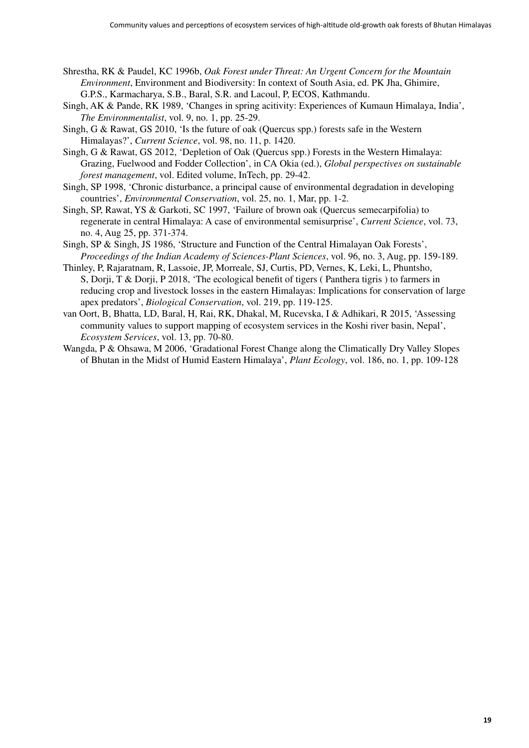Shrestha, RK & Paudel, KC 1996b, *Oak Forest under Threat: An Urgent Concern for the Mountain Environment*, Environment and Biodiversity: In context of South Asia, ed. PK Jha, Ghimire, G.P.S., Karmacharya, S.B., Baral, S.R. and Lacoul, P, ECOS, Kathmandu.

Singh, AK & Pande, RK 1989, 'Changes in spring acitivity: Experiences of Kumaun Himalaya, India', *The Environmentalist*, vol. 9, no. 1, pp. 25-29.

Singh, G & Rawat, GS 2010, 'Is the future of oak (Quercus spp.) forests safe in the Western Himalayas?', *Current Science*, vol. 98, no. 11, p. 1420.

Singh, G & Rawat, GS 2012, 'Depletion of Oak (Quercus spp.) Forests in the Western Himalaya: Grazing, Fuelwood and Fodder Collection', in CA Okia (ed.), *Global perspectives on sustainable forest management*, vol. Edited volume, InTech, pp. 29-42.

Singh, SP 1998, 'Chronic disturbance, a principal cause of environmental degradation in developing countries', *Environmental Conservation*, vol. 25, no. 1, Mar, pp. 1-2.

Singh, SP, Rawat, YS & Garkoti, SC 1997, 'Failure of brown oak (Quercus semecarpifolia) to regenerate in central Himalaya: A case of environmental semisurprise', *Current Science*, vol. 73, no. 4, Aug 25, pp. 371-374.

Singh, SP & Singh, JS 1986, 'Structure and Function of the Central Himalayan Oak Forests', *Proceedings of the Indian Academy of Sciences-Plant Sciences*, vol. 96, no. 3, Aug, pp. 159-189.

Thinley, P, Rajaratnam, R, Lassoie, JP, Morreale, SJ, Curtis, PD, Vernes, K, Leki, L, Phuntsho, S, Dorji, T & Dorji, P 2018, 'The ecological benefit of tigers ( Panthera tigris ) to farmers in reducing crop and livestock losses in the eastern Himalayas: Implications for conservation of large apex predators', *Biological Conservation*, vol. 219, pp. 119-125.

van Oort, B, Bhatta, LD, Baral, H, Rai, RK, Dhakal, M, Rucevska, I & Adhikari, R 2015, 'Assessing community values to support mapping of ecosystem services in the Koshi river basin, Nepal', *Ecosystem Services*, vol. 13, pp. 70-80.

Wangda, P & Ohsawa, M 2006, 'Gradational Forest Change along the Climatically Dry Valley Slopes of Bhutan in the Midst of Humid Eastern Himalaya', *Plant Ecology*, vol. 186, no. 1, pp. 109-128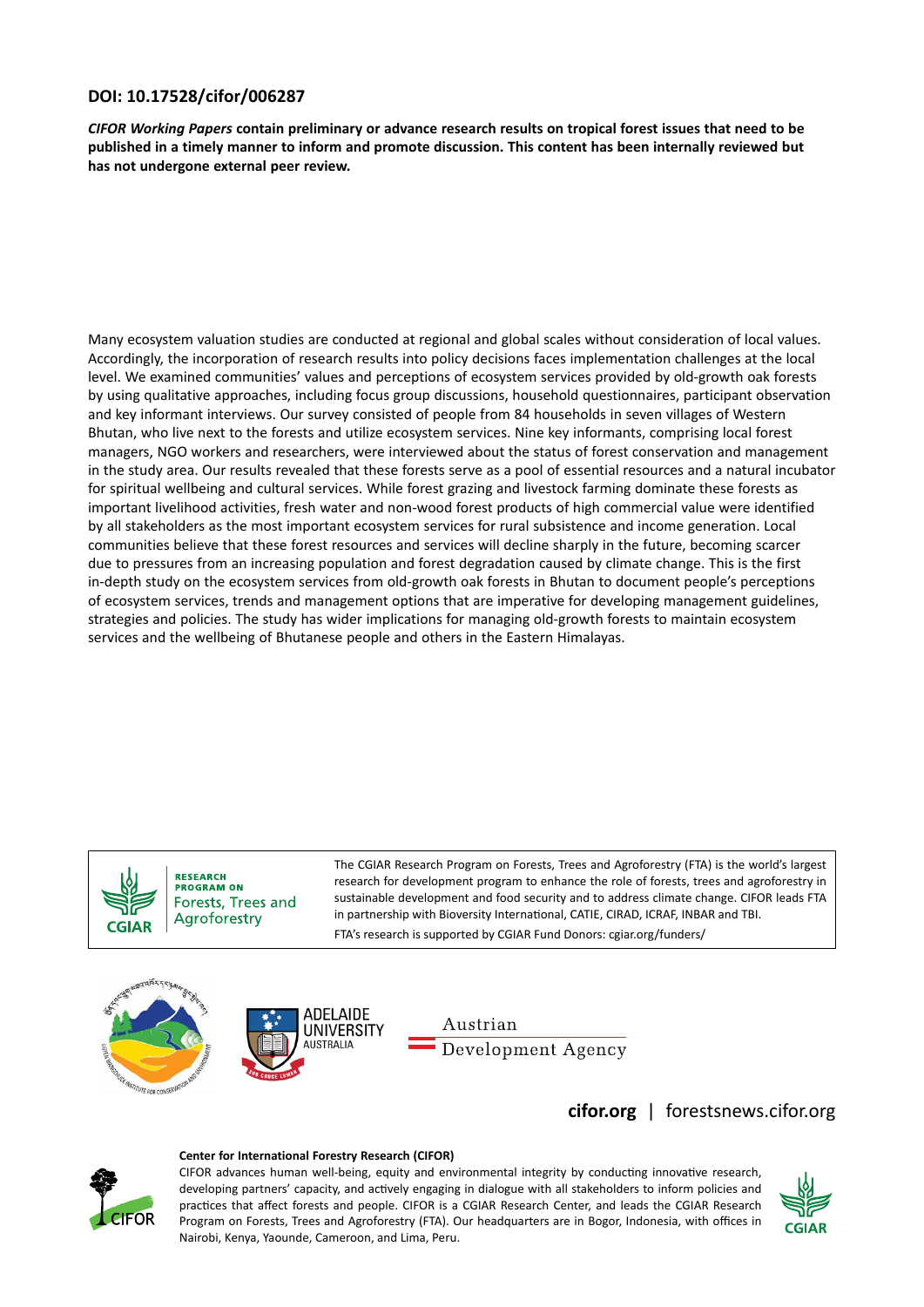**DOI: 10.17528/cifor/006287**

***CIFOR Working Papers*** **contain preliminary or advance research results on tropical forest issues that need to be published in a timely manner to inform and promote discussion. This content has been internally reviewed but has not undergone external peer review.**

Many ecosystem valuation studies are conducted at regional and global scales without consideration of local values. Accordingly, the incorporation of research results into policy decisions faces implementation challenges at the local level. We examined communities' values and perceptions of ecosystem services provided by old-growth oak forests by using qualitative approaches, including focus group discussions, household questionnaires, participant observation and key informant interviews. Our survey consisted of people from 84 households in seven villages of Western Bhutan, who live next to the forests and utilize ecosystem services. Nine key informants, comprising local forest managers, NGO workers and researchers, were interviewed about the status of forest conservation and management in the study area. Our results revealed that these forests serve as a pool of essential resources and a natural incubator for spiritual wellbeing and cultural services. While forest grazing and livestock farming dominate these forests as important livelihood activities, fresh water and non-wood forest products of high commercial value were identified by all stakeholders as the most important ecosystem services for rural subsistence and income generation. Local communities believe that these forest resources and services will decline sharply in the future, becoming scarcer due to pressures from an increasing population and forest degradation caused by climate change. This is the first in-depth study on the ecosystem services from old-growth oak forests in Bhutan to document people's perceptions of ecosystem services, trends and management options that are imperative for developing management guidelines, strategies and policies. The study has wider implications for managing old-growth forests to maintain ecosystem services and the wellbeing of Bhutanese people and others in the Eastern Himalayas.

RESEARCH PROGRAM ON Forests, Trees and Agroforestry

The CGIAR Research Program on Forests, Trees and Agroforestry (FTA) is the world's largest research for development program to enhance the role of forests, trees and agroforestry in sustainable development and food security and to address climate change. CIFOR leads FTA in partnership with Bioversity International, CATIE, CIRAD, ICRAF, INBAR and TBI.

FTA's research is supported by CGIAR Fund Donors: cgiar.org/funders/

ADELAIDE UNIVERSITY AUSTRALIA

Austrian Development Agency

**cifor.org** | forestsnews.cifor.org

**Center for International Forestry Research (CIFOR)**

CIFOR advances human well-being, equity and environmental integrity by conducting innovative research, developing partners' capacity, and actively engaging in dialogue with all stakeholders to inform policies and practices that affect forests and people. CIFOR is a CGIAR Research Center, and leads the CGIAR Research Program on Forests, Trees and Agroforestry (FTA). Our headquarters are in Bogor, Indonesia, with offices in Nairobi, Kenya, Yaounde, Cameroon, and Lima, Peru.